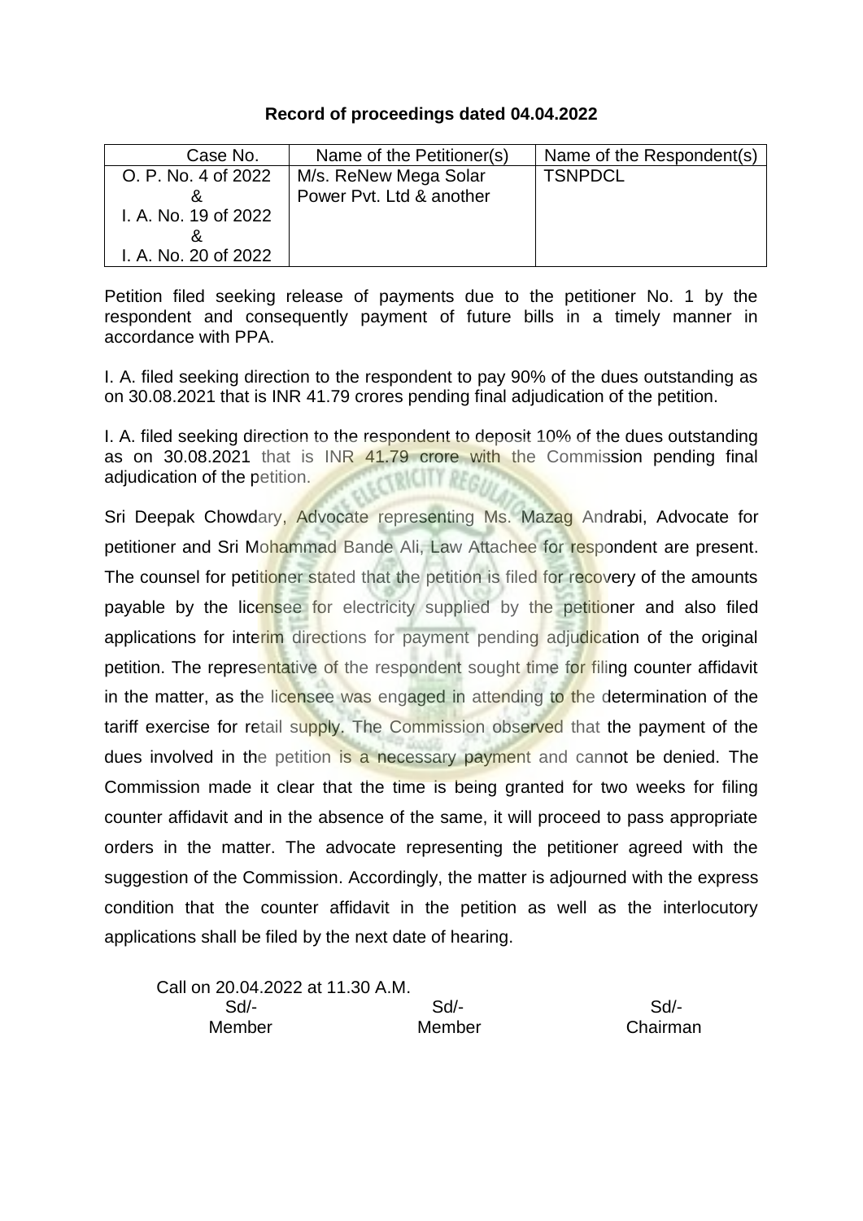**Record of proceedings dated 04.04.2022**

| Case No. | Name of the Petitioner(s) | Name of the Respondent(s) |
|---|---|---|
| O. P. No. 4 of 2022 & I. A. No. 19 of 2022 & I. A. No. 20 of 2022 | M/s. ReNew Mega Solar Power Pvt. Ltd & another | TSNPDCL |

Petition filed seeking release of payments due to the petitioner No. 1 by the respondent and consequently payment of future bills in a timely manner in accordance with PPA.

I. A. filed seeking direction to the respondent to pay 90% of the dues outstanding as on 30.08.2021 that is INR 41.79 crores pending final adjudication of the petition.

I. A. filed seeking direction to the respondent to deposit 10% of the dues outstanding as on 30.08.2021 that is INR 41.79 crore with the Commission pending final adjudication of the petition.

Sri Deepak Chowdary, Advocate representing Ms. Mazag Andrabi, Advocate for petitioner and Sri Mohammad Bande Ali, Law Attachee for respondent are present. The counsel for petitioner stated that the petition is filed for recovery of the amounts payable by the licensee for electricity supplied by the petitioner and also filed applications for interim directions for payment pending adjudication of the original petition. The representative of the respondent sought time for filing counter affidavit in the matter, as the licensee was engaged in attending to the determination of the tariff exercise for retail supply. The Commission observed that the payment of the dues involved in the petition is a necessary payment and cannot be denied. The Commission made it clear that the time is being granted for two weeks for filing counter affidavit and in the absence of the same, it will proceed to pass appropriate orders in the matter. The advocate representing the petitioner agreed with the suggestion of the Commission. Accordingly, the matter is adjourned with the express condition that the counter affidavit in the petition as well as the interlocutory applications shall be filed by the next date of hearing.

Call on 20.04.2022 at 11.30 A.M.

| Sd/- | Sd/- | Sd/- |
|---|---|---|
| Member | Member | Chairman |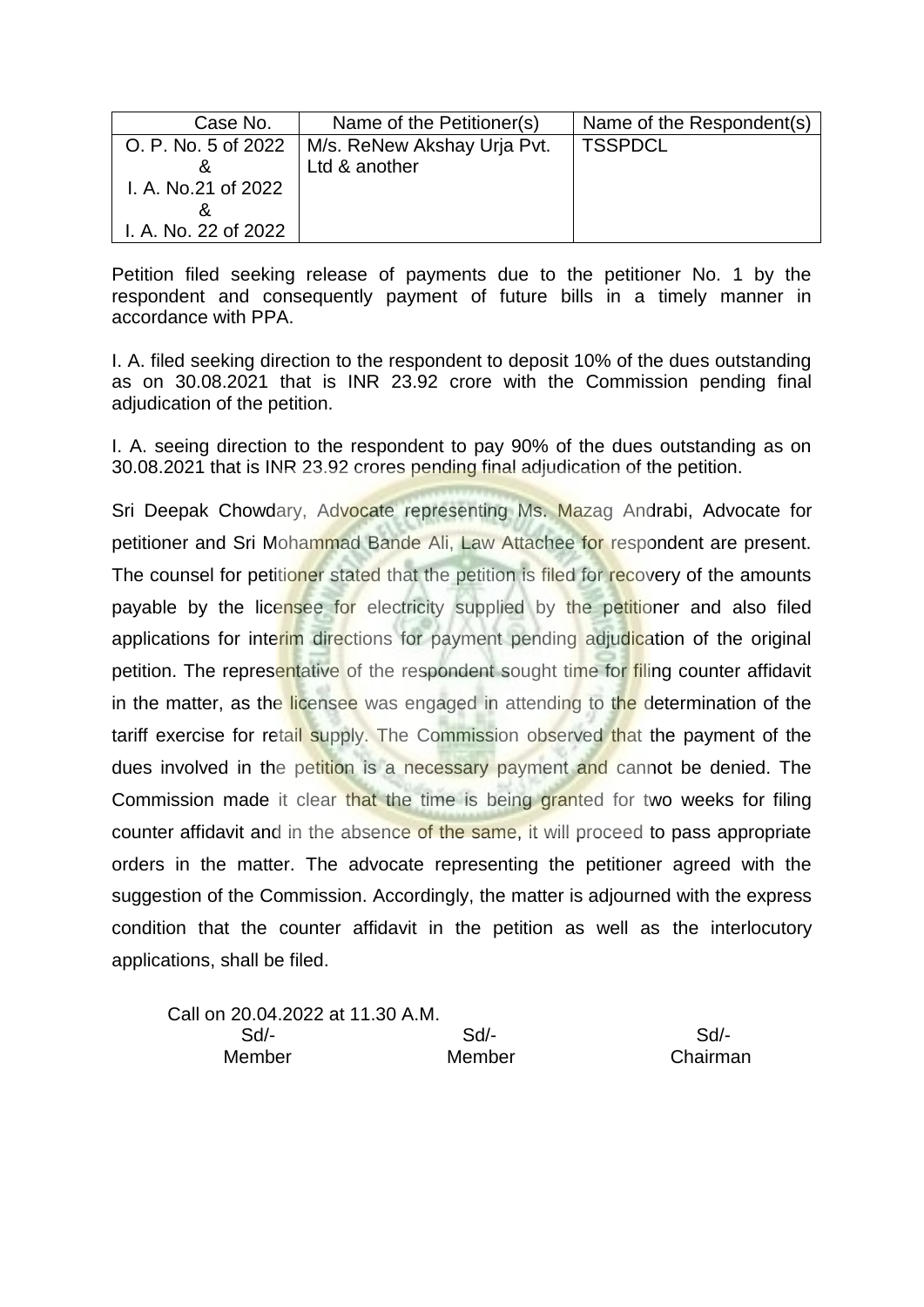| Case No. | Name of the Petitioner(s) | Name of the Respondent(s) |
|---|---|---|
| O. P. No. 5 of 2022 & I. A. No.21 of 2022 & I. A. No. 22 of 2022 | M/s. ReNew Akshay Urja Pvt. Ltd & another | TSSPDCL |

Petition filed seeking release of payments due to the petitioner No. 1 by the respondent and consequently payment of future bills in a timely manner in accordance with PPA.

I. A. filed seeking direction to the respondent to deposit 10% of the dues outstanding as on 30.08.2021 that is INR 23.92 crore with the Commission pending final adjudication of the petition.

I. A. seeing direction to the respondent to pay 90% of the dues outstanding as on 30.08.2021 that is INR 23.92 crores pending final adjudication of the petition.

Sri Deepak Chowdary, Advocate representing Ms. Mazag Andrabi, Advocate for petitioner and Sri Mohammad Bande Ali, Law Attachee for respondent are present. The counsel for petitioner stated that the petition is filed for recovery of the amounts payable by the licensee for electricity supplied by the petitioner and also filed applications for interim directions for payment pending adjudication of the original petition. The representative of the respondent sought time for filing counter affidavit in the matter, as the licensee was engaged in attending to the determination of the tariff exercise for retail supply. The Commission observed that the payment of the dues involved in the petition is a necessary payment and cannot be denied. The Commission made it clear that the time is being granted for two weeks for filing counter affidavit and in the absence of the same, it will proceed to pass appropriate orders in the matter. The advocate representing the petitioner agreed with the suggestion of the Commission. Accordingly, the matter is adjourned with the express condition that the counter affidavit in the petition as well as the interlocutory applications, shall be filed.

Call on 20.04.2022 at 11.30 A.M.

| Sd/- | Sd/- | Sd/- |
|---|---|---|
| Member | Member | Chairman |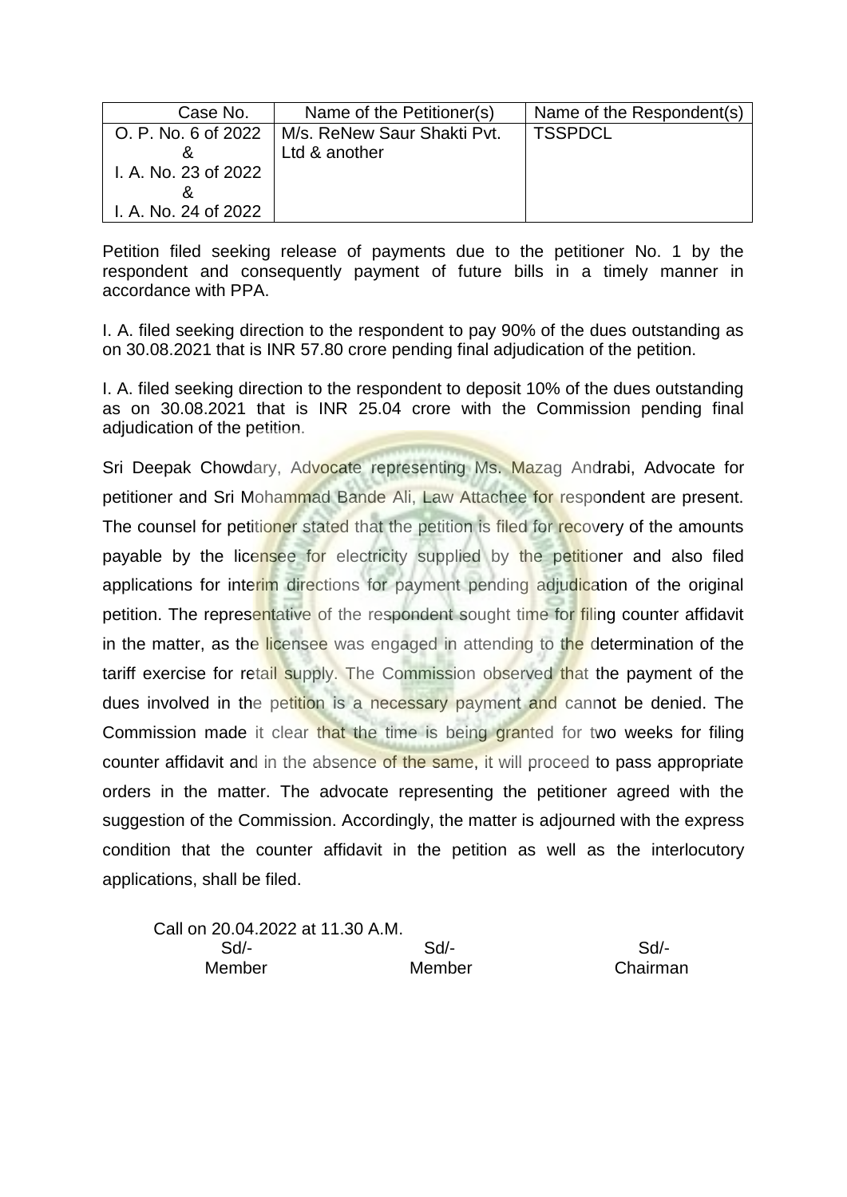| Case No. | Name of the Petitioner(s) | Name of the Respondent(s) |
|---|---|---|
| O. P. No. 6 of 2022 & I. A. No. 23 of 2022 & I. A. No. 24 of 2022 | M/s. ReNew Saur Shakti Pvt. Ltd & another | TSSPDCL |

Petition filed seeking release of payments due to the petitioner No. 1 by the respondent and consequently payment of future bills in a timely manner in accordance with PPA.

I. A. filed seeking direction to the respondent to pay 90% of the dues outstanding as on 30.08.2021 that is INR 57.80 crore pending final adjudication of the petition.

I. A. filed seeking direction to the respondent to deposit 10% of the dues outstanding as on 30.08.2021 that is INR 25.04 crore with the Commission pending final adjudication of the petition.

Sri Deepak Chowdary, Advocate representing Ms. Mazag Andrabi, Advocate for petitioner and Sri Mohammad Bande Ali, Law Attachee for respondent are present. The counsel for petitioner stated that the petition is filed for recovery of the amounts payable by the licensee for electricity supplied by the petitioner and also filed applications for interim directions for payment pending adjudication of the original petition. The representative of the respondent sought time for filing counter affidavit in the matter, as the licensee was engaged in attending to the determination of the tariff exercise for retail supply. The Commission observed that the payment of the dues involved in the petition is a necessary payment and cannot be denied. The Commission made it clear that the time is being granted for two weeks for filing counter affidavit and in the absence of the same, it will proceed to pass appropriate orders in the matter. The advocate representing the petitioner agreed with the suggestion of the Commission. Accordingly, the matter is adjourned with the express condition that the counter affidavit in the petition as well as the interlocutory applications, shall be filed.

Call on 20.04.2022 at 11.30 A.M.

| Sd/- | Sd/- | Sd/- |
|---|---|---|
| Member | Member | Chairman |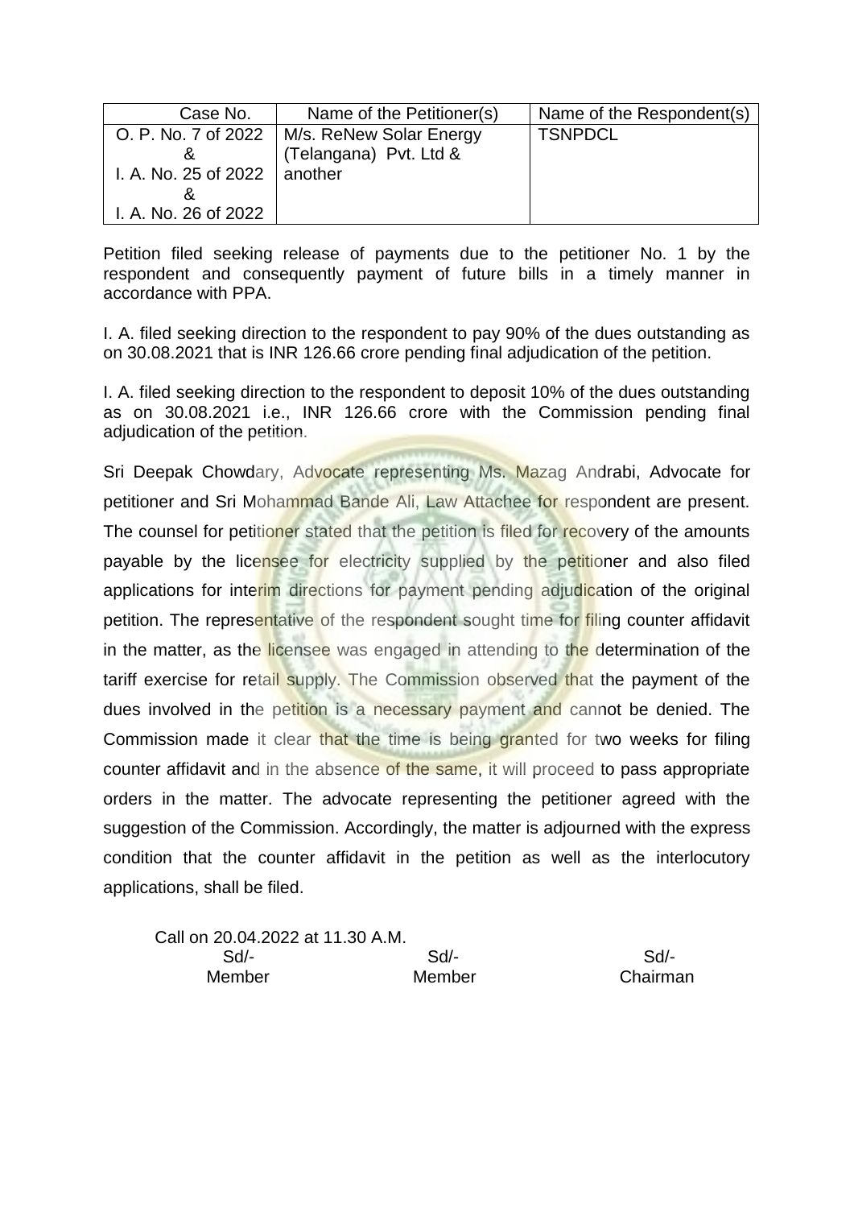| Case No. | Name of the Petitioner(s) | Name of the Respondent(s) |
|---|---|---|
| O. P. No. 7 of 2022 & I. A. No. 25 of 2022 & I. A. No. 26 of 2022 | M/s. ReNew Solar Energy (Telangana) Pvt. Ltd & another | TSNPDCL |

Petition filed seeking release of payments due to the petitioner No. 1 by the respondent and consequently payment of future bills in a timely manner in accordance with PPA.

I. A. filed seeking direction to the respondent to pay 90% of the dues outstanding as on 30.08.2021 that is INR 126.66 crore pending final adjudication of the petition.

I. A. filed seeking direction to the respondent to deposit 10% of the dues outstanding as on 30.08.2021 i.e., INR 126.66 crore with the Commission pending final adjudication of the petition.

Sri Deepak Chowdary, Advocate representing Ms. Mazag Andrabi, Advocate for petitioner and Sri Mohammad Bande Ali, Law Attachee for respondent are present. The counsel for petitioner stated that the petition is filed for recovery of the amounts payable by the licensee for electricity supplied by the petitioner and also filed applications for interim directions for payment pending adjudication of the original petition. The representative of the respondent sought time for filing counter affidavit in the matter, as the licensee was engaged in attending to the determination of the tariff exercise for retail supply. The Commission observed that the payment of the dues involved in the petition is a necessary payment and cannot be denied. The Commission made it clear that the time is being granted for two weeks for filing counter affidavit and in the absence of the same, it will proceed to pass appropriate orders in the matter. The advocate representing the petitioner agreed with the suggestion of the Commission. Accordingly, the matter is adjourned with the express condition that the counter affidavit in the petition as well as the interlocutory applications, shall be filed.

Call on 20.04.2022 at 11.30 A.M.

| Sd/- | Sd/- | Sd/- |
|---|---|---|
| Member | Member | Chairman |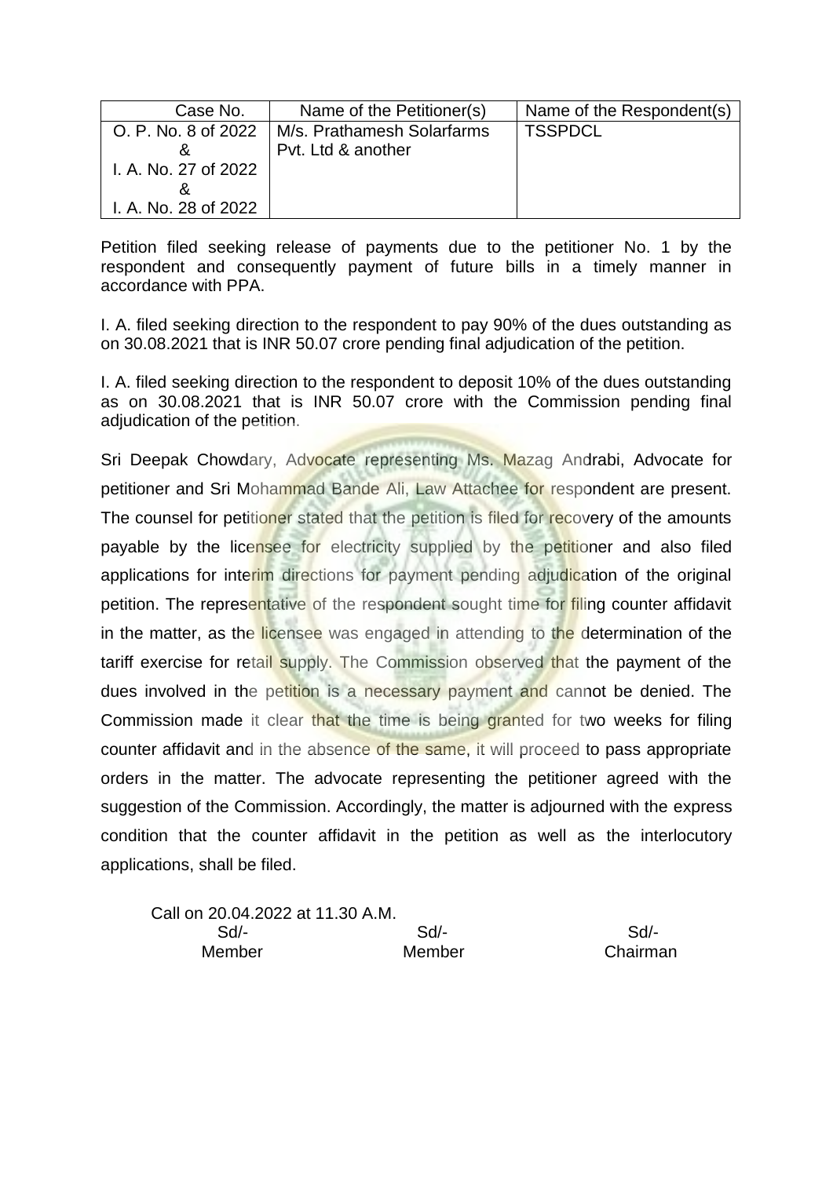| Case No. | Name of the Petitioner(s) | Name of the Respondent(s) |
|---|---|---|
| O. P. No. 8 of 2022 & I. A. No. 27 of 2022 & I. A. No. 28 of 2022 | M/s. Prathamesh Solarfarms Pvt. Ltd & another | TSSPDCL |

Petition filed seeking release of payments due to the petitioner No. 1 by the respondent and consequently payment of future bills in a timely manner in accordance with PPA.

I. A. filed seeking direction to the respondent to pay 90% of the dues outstanding as on 30.08.2021 that is INR 50.07 crore pending final adjudication of the petition.

I. A. filed seeking direction to the respondent to deposit 10% of the dues outstanding as on 30.08.2021 that is INR 50.07 crore with the Commission pending final adjudication of the petition.

Sri Deepak Chowdary, Advocate representing Ms. Mazag Andrabi, Advocate for petitioner and Sri Mohammad Bande Ali, Law Attachee for respondent are present. The counsel for petitioner stated that the petition is filed for recovery of the amounts payable by the licensee for electricity supplied by the petitioner and also filed applications for interim directions for payment pending adjudication of the original petition. The representative of the respondent sought time for filing counter affidavit in the matter, as the licensee was engaged in attending to the determination of the tariff exercise for retail supply. The Commission observed that the payment of the dues involved in the petition is a necessary payment and cannot be denied. The Commission made it clear that the time is being granted for two weeks for filing counter affidavit and in the absence of the same, it will proceed to pass appropriate orders in the matter. The advocate representing the petitioner agreed with the suggestion of the Commission. Accordingly, the matter is adjourned with the express condition that the counter affidavit in the petition as well as the interlocutory applications, shall be filed.

Call on 20.04.2022 at 11.30 A.M.

| Sd/- | Sd/- | Sd/- |
|---|---|---|
| Member | Member | Chairman |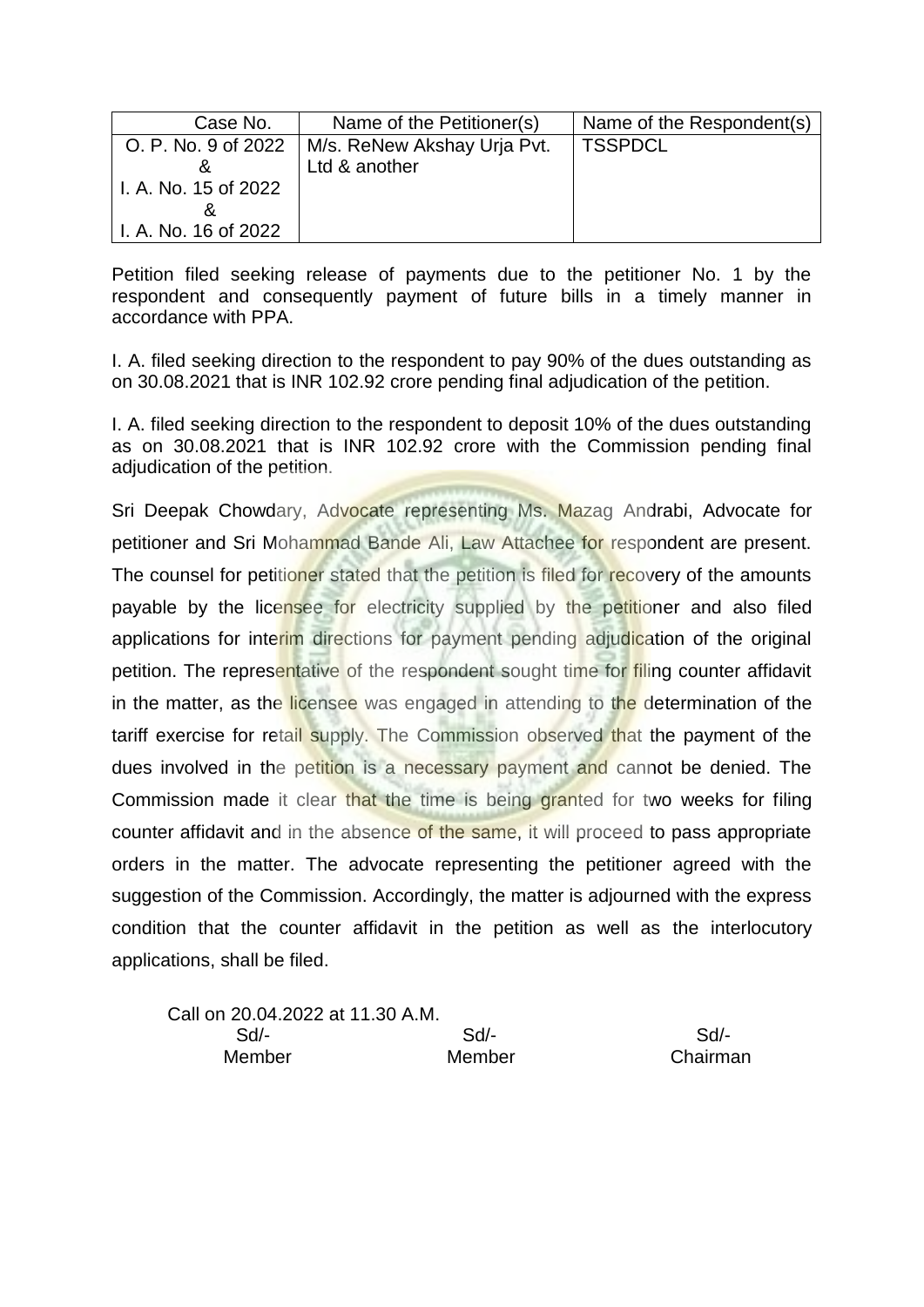| Case No. | Name of the Petitioner(s) | Name of the Respondent(s) |
|---|---|---|
| O. P. No. 9 of 2022<br>&<br>I. A. No. 15 of 2022<br>&<br>I. A. No. 16 of 2022 | M/s. ReNew Akshay Urja Pvt. Ltd & another | TSSPDCL |

Petition filed seeking release of payments due to the petitioner No. 1 by the respondent and consequently payment of future bills in a timely manner in accordance with PPA.

I. A. filed seeking direction to the respondent to pay 90% of the dues outstanding as on 30.08.2021 that is INR 102.92 crore pending final adjudication of the petition.

I. A. filed seeking direction to the respondent to deposit 10% of the dues outstanding as on 30.08.2021 that is INR 102.92 crore with the Commission pending final adjudication of the petition.

Sri Deepak Chowdary, Advocate representing Ms. Mazag Andrabi, Advocate for petitioner and Sri Mohammad Bande Ali, Law Attachee for respondent are present. The counsel for petitioner stated that the petition is filed for recovery of the amounts payable by the licensee for electricity supplied by the petitioner and also filed applications for interim directions for payment pending adjudication of the original petition. The representative of the respondent sought time for filing counter affidavit in the matter, as the licensee was engaged in attending to the determination of the tariff exercise for retail supply. The Commission observed that the payment of the dues involved in the petition is a necessary payment and cannot be denied. The Commission made it clear that the time is being granted for two weeks for filing counter affidavit and in the absence of the same, it will proceed to pass appropriate orders in the matter. The advocate representing the petitioner agreed with the suggestion of the Commission. Accordingly, the matter is adjourned with the express condition that the counter affidavit in the petition as well as the interlocutory applications, shall be filed.

Call on 20.04.2022 at 11.30 A.M.

| Sd/- | Sd/- | Sd/- |
|---|---|---|
| Member | Member | Chairman |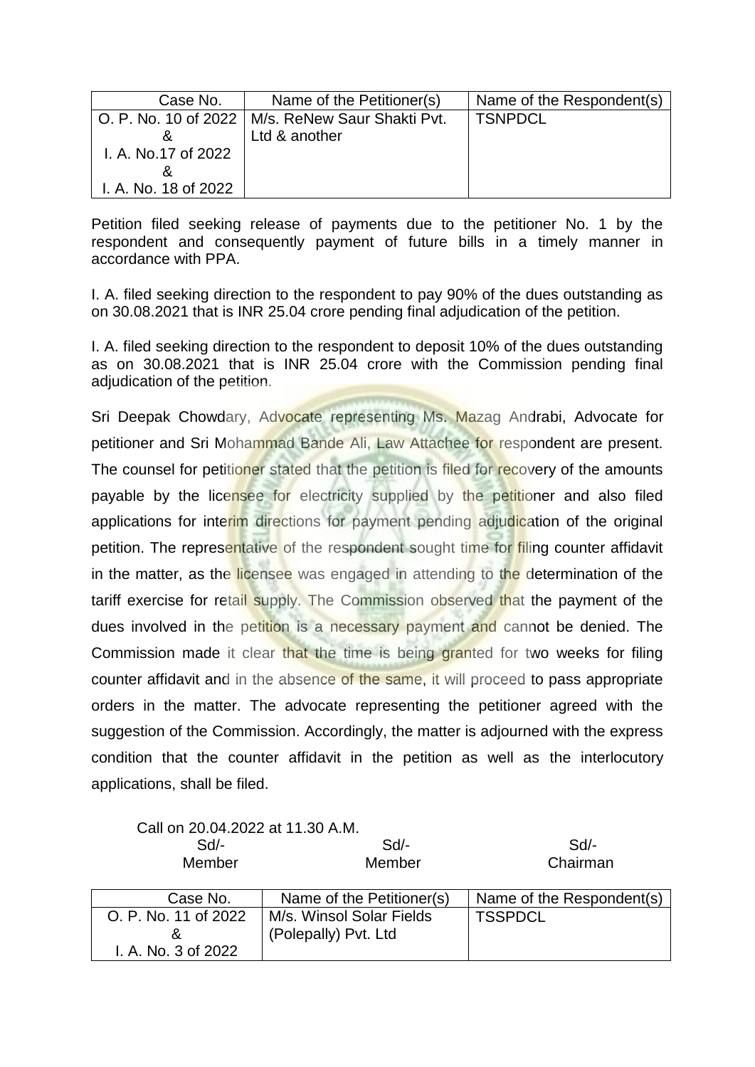| Case No. | Name of the Petitioner(s) | Name of the Respondent(s) |
|---|---|---|
| O. P. No. 10 of 2022 & I. A. No.17 of 2022 & I. A. No. 18 of 2022 | M/s. ReNew Saur Shakti Pvt. Ltd & another | TSNPDCL |

Petition filed seeking release of payments due to the petitioner No. 1 by the respondent and consequently payment of future bills in a timely manner in accordance with PPA.

I. A. filed seeking direction to the respondent to pay 90% of the dues outstanding as on 30.08.2021 that is INR 25.04 crore pending final adjudication of the petition.

I. A. filed seeking direction to the respondent to deposit 10% of the dues outstanding as on 30.08.2021 that is INR 25.04 crore with the Commission pending final adjudication of the petition.

Sri Deepak Chowdary, Advocate representing Ms. Mazag Andrabi, Advocate for petitioner and Sri Mohammad Bande Ali, Law Attachee for respondent are present. The counsel for petitioner stated that the petition is filed for recovery of the amounts payable by the licensee for electricity supplied by the petitioner and also filed applications for interim directions for payment pending adjudication of the original petition. The representative of the respondent sought time for filing counter affidavit in the matter, as the licensee was engaged in attending to the determination of the tariff exercise for retail supply. The Commission observed that the payment of the dues involved in the petition is a necessary payment and cannot be denied. The Commission made it clear that the time is being granted for two weeks for filing counter affidavit and in the absence of the same, it will proceed to pass appropriate orders in the matter. The advocate representing the petitioner agreed with the suggestion of the Commission. Accordingly, the matter is adjourned with the express condition that the counter affidavit in the petition as well as the interlocutory applications, shall be filed.

Call on 20.04.2022 at 11.30 A.M.

| Sd/- | Sd/- | Sd/- |
|---|---|---|
| Member | Member | Chairman |

| Case No. | Name of the Petitioner(s) | Name of the Respondent(s) |
|---|---|---|
| O. P. No. 11 of 2022 & I. A. No. 3 of 2022 | M/s. Winsol Solar Fields (Polepally) Pvt. Ltd | TSSPDCL |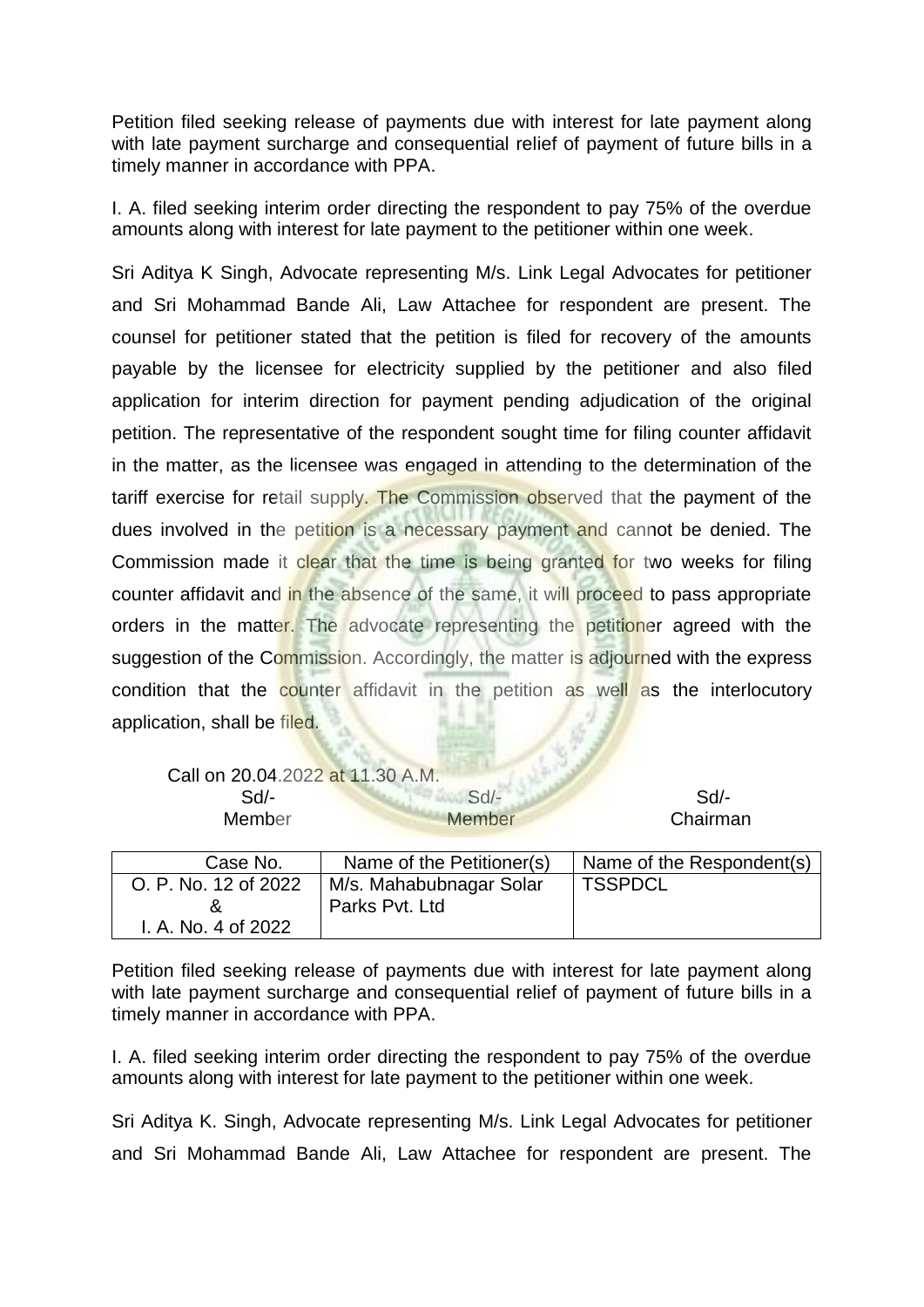Petition filed seeking release of payments due with interest for late payment along with late payment surcharge and consequential relief of payment of future bills in a timely manner in accordance with PPA.

I. A. filed seeking interim order directing the respondent to pay 75% of the overdue amounts along with interest for late payment to the petitioner within one week.

Sri Aditya K Singh, Advocate representing M/s. Link Legal Advocates for petitioner and Sri Mohammad Bande Ali, Law Attachee for respondent are present. The counsel for petitioner stated that the petition is filed for recovery of the amounts payable by the licensee for electricity supplied by the petitioner and also filed application for interim direction for payment pending adjudication of the original petition. The representative of the respondent sought time for filing counter affidavit in the matter, as the licensee was engaged in attending to the determination of the tariff exercise for retail supply. The Commission observed that the payment of the dues involved in the petition is a necessary payment and cannot be denied. The Commission made it clear that the time is being granted for two weeks for filing counter affidavit and in the absence of the same, it will proceed to pass appropriate orders in the matter. The advocate representing the petitioner agreed with the suggestion of the Commission. Accordingly, the matter is adjourned with the express condition that the counter affidavit in the petition as well as the interlocutory application, shall be filed.

Call on 20.04.2022 at 11.30 A.M.

| Sd/- | Sd/- | Sd/- |
|---|---|---|
| Member | Member | Chairman |

| Case No. | Name of the Petitioner(s) | Name of the Respondent(s) |
|---|---|---|
| O. P. No. 12 of 2022 & I. A. No. 4 of 2022 | M/s. Mahabubnagar Solar Parks Pvt. Ltd | TSSPDCL |

Petition filed seeking release of payments due with interest for late payment along with late payment surcharge and consequential relief of payment of future bills in a timely manner in accordance with PPA.

I. A. filed seeking interim order directing the respondent to pay 75% of the overdue amounts along with interest for late payment to the petitioner within one week.

Sri Aditya K. Singh, Advocate representing M/s. Link Legal Advocates for petitioner and Sri Mohammad Bande Ali, Law Attachee for respondent are present. The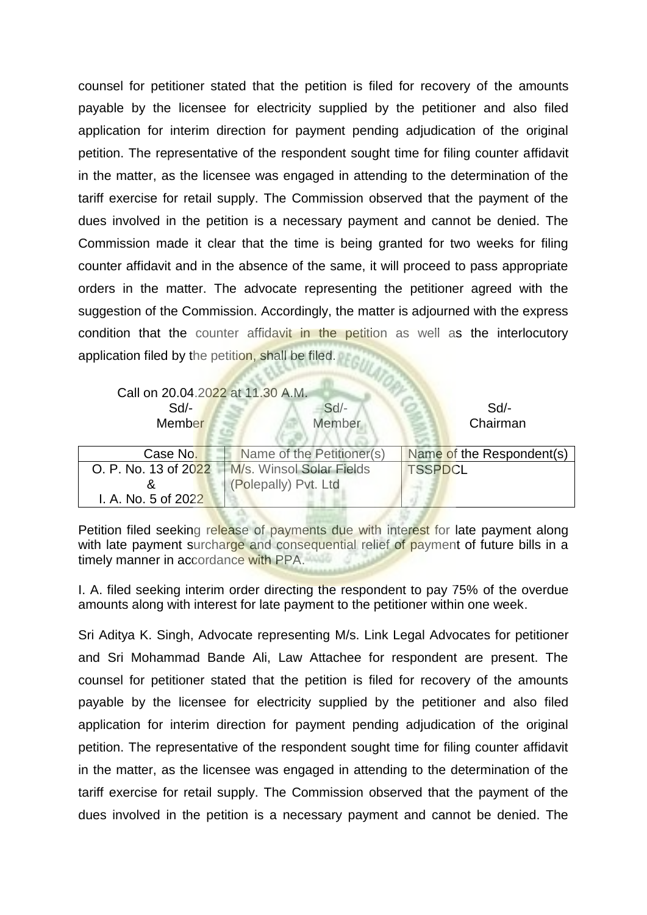counsel for petitioner stated that the petition is filed for recovery of the amounts payable by the licensee for electricity supplied by the petitioner and also filed application for interim direction for payment pending adjudication of the original petition. The representative of the respondent sought time for filing counter affidavit in the matter, as the licensee was engaged in attending to the determination of the tariff exercise for retail supply. The Commission observed that the payment of the dues involved in the petition is a necessary payment and cannot be denied. The Commission made it clear that the time is being granted for two weeks for filing counter affidavit and in the absence of the same, it will proceed to pass appropriate orders in the matter. The advocate representing the petitioner agreed with the suggestion of the Commission. Accordingly, the matter is adjourned with the express condition that the counter affidavit in the petition as well as the interlocutory application filed by the petition, shall be filed.

Call on 20.04.2022 at 11.30 A.M.

| Sd/- | Sd/- | Sd/- |
|---|---|---|
| Member | Member | Chairman |

| Case No. | Name of the Petitioner(s) | Name of the Respondent(s) |
|---|---|---|
| O. P. No. 13 of 2022 & I. A. No. 5 of 2022 | M/s. Winsol Solar Fields (Polepally) Pvt. Ltd | TSSPDCL |

Petition filed seeking release of payments due with interest for late payment along with late payment surcharge and consequential relief of payment of future bills in a timely manner in accordance with PPA.

I. A. filed seeking interim order directing the respondent to pay 75% of the overdue amounts along with interest for late payment to the petitioner within one week.

Sri Aditya K. Singh, Advocate representing M/s. Link Legal Advocates for petitioner and Sri Mohammad Bande Ali, Law Attachee for respondent are present. The counsel for petitioner stated that the petition is filed for recovery of the amounts payable by the licensee for electricity supplied by the petitioner and also filed application for interim direction for payment pending adjudication of the original petition. The representative of the respondent sought time for filing counter affidavit in the matter, as the licensee was engaged in attending to the determination of the tariff exercise for retail supply. The Commission observed that the payment of the dues involved in the petition is a necessary payment and cannot be denied. The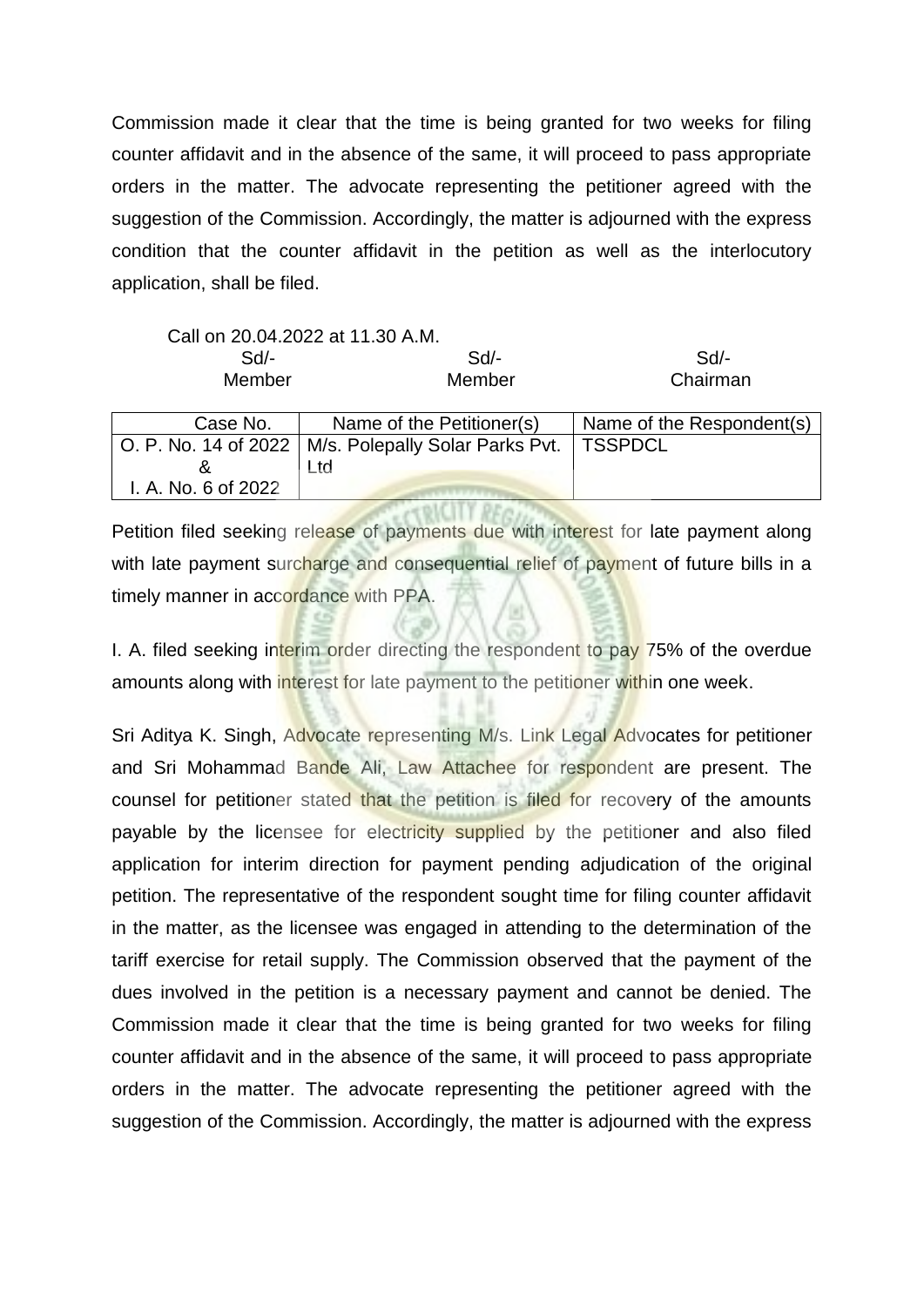Commission made it clear that the time is being granted for two weeks for filing counter affidavit and in the absence of the same, it will proceed to pass appropriate orders in the matter. The advocate representing the petitioner agreed with the suggestion of the Commission. Accordingly, the matter is adjourned with the express condition that the counter affidavit in the petition as well as the interlocutory application, shall be filed.

Call on 20.04.2022 at 11.30 A.M.

| Sd/- | Sd/- | Sd/- |
|---|---|---|
| Member | Member | Chairman |

| Case No. | Name of the Petitioner(s) | Name of the Respondent(s) |
|---|---|---|
| O. P. No. 14 of 2022 & I. A. No. 6 of 2022 | M/s. Polepally Solar Parks Pvt. Ltd | TSSPDCL |

Petition filed seeking release of payments due with interest for late payment along with late payment surcharge and consequential relief of payment of future bills in a timely manner in accordance with PPA.

I. A. filed seeking interim order directing the respondent to pay 75% of the overdue amounts along with interest for late payment to the petitioner within one week.

Sri Aditya K. Singh, Advocate representing M/s. Link Legal Advocates for petitioner and Sri Mohammad Bande Ali, Law Attachee for respondent are present. The counsel for petitioner stated that the petition is filed for recovery of the amounts payable by the licensee for electricity supplied by the petitioner and also filed application for interim direction for payment pending adjudication of the original petition. The representative of the respondent sought time for filing counter affidavit in the matter, as the licensee was engaged in attending to the determination of the tariff exercise for retail supply. The Commission observed that the payment of the dues involved in the petition is a necessary payment and cannot be denied. The Commission made it clear that the time is being granted for two weeks for filing counter affidavit and in the absence of the same, it will proceed to pass appropriate orders in the matter. The advocate representing the petitioner agreed with the suggestion of the Commission. Accordingly, the matter is adjourned with the express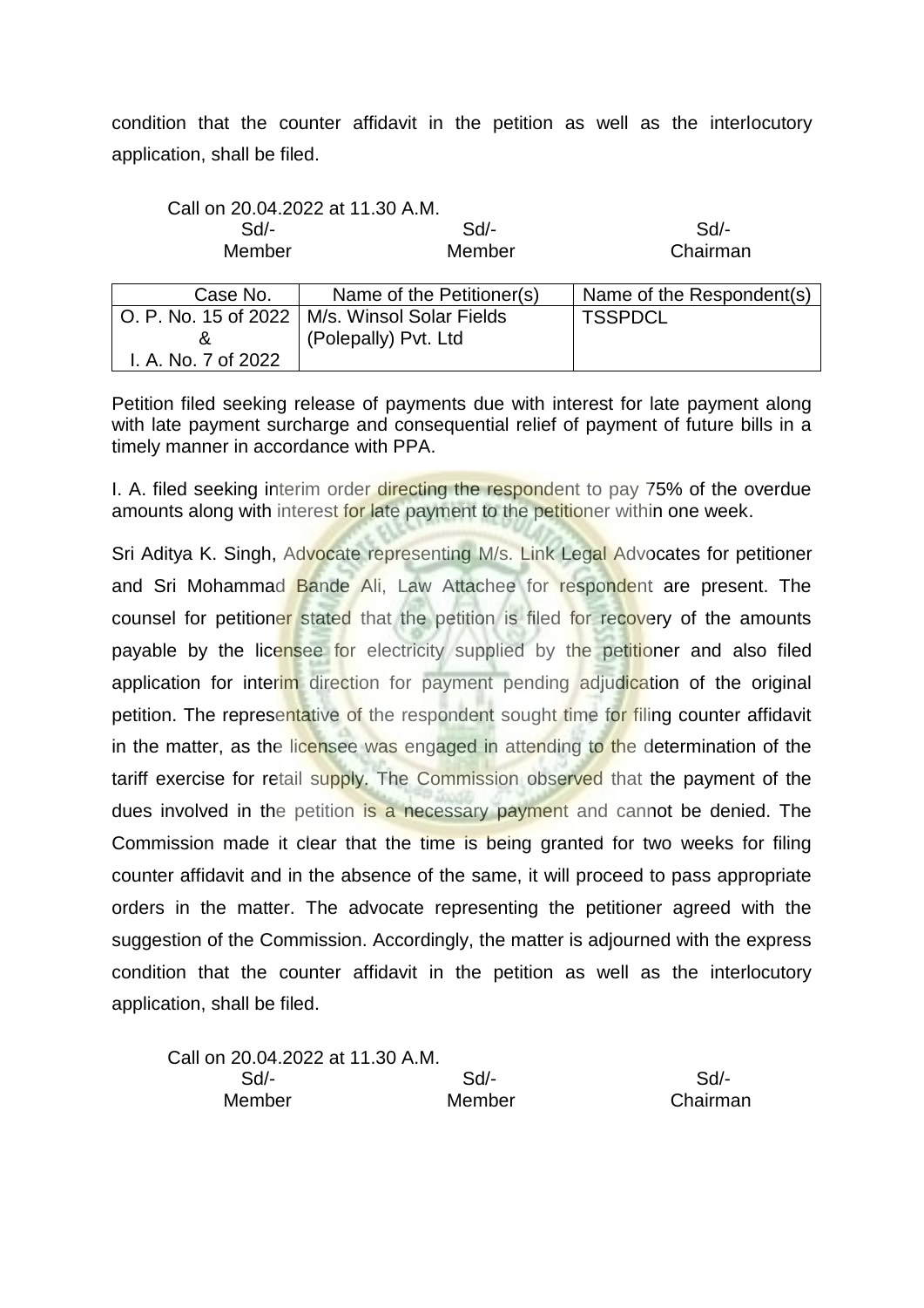condition that the counter affidavit in the petition as well as the interlocutory application, shall be filed.

Call on 20.04.2022 at 11.30 A.M.

| Sd/- | Sd/- | Sd/- |
|---|---|---|
| Member | Member | Chairman |

| Case No. | Name of the Petitioner(s) | Name of the Respondent(s) |
|---|---|---|
| O. P. No. 15 of 2022 & I. A. No. 7 of 2022 | M/s. Winsol Solar Fields (Polepally) Pvt. Ltd | TSSPDCL |

Petition filed seeking release of payments due with interest for late payment along with late payment surcharge and consequential relief of payment of future bills in a timely manner in accordance with PPA.

I. A. filed seeking interim order directing the respondent to pay 75% of the overdue amounts along with interest for late payment to the petitioner within one week.

Sri Aditya K. Singh, Advocate representing M/s. Link Legal Advocates for petitioner and Sri Mohammad Bande Ali, Law Attachee for respondent are present. The counsel for petitioner stated that the petition is filed for recovery of the amounts payable by the licensee for electricity supplied by the petitioner and also filed application for interim direction for payment pending adjudication of the original petition. The representative of the respondent sought time for filing counter affidavit in the matter, as the licensee was engaged in attending to the determination of the tariff exercise for retail supply. The Commission observed that the payment of the dues involved in the petition is a necessary payment and cannot be denied. The Commission made it clear that the time is being granted for two weeks for filing counter affidavit and in the absence of the same, it will proceed to pass appropriate orders in the matter. The advocate representing the petitioner agreed with the suggestion of the Commission. Accordingly, the matter is adjourned with the express condition that the counter affidavit in the petition as well as the interlocutory application, shall be filed.

Call on 20.04.2022 at 11.30 A.M.

| Sd/- | Sd/- | Sd/- |
|---|---|---|
| Member | Member | Chairman |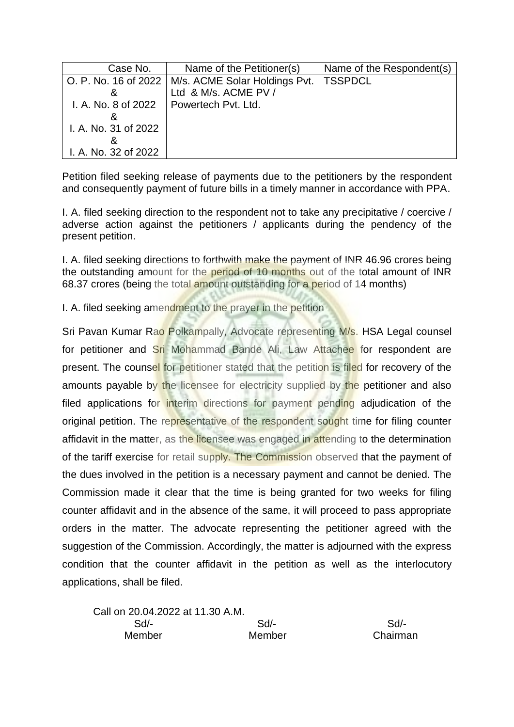| Case No. | Name of the Petitioner(s) | Name of the Respondent(s) |
|---|---|---|
| O. P. No. 16 of 2022 & I. A. No. 8 of 2022 & I. A. No. 31 of 2022 & I. A. No. 32 of 2022 | M/s. ACME Solar Holdings Pvt. Ltd & M/s. ACME PV / Powertech Pvt. Ltd. | TSSPDCL |

Petition filed seeking release of payments due to the petitioners by the respondent and consequently payment of future bills in a timely manner in accordance with PPA.

I. A. filed seeking direction to the respondent not to take any precipitative / coercive / adverse action against the petitioners / applicants during the pendency of the present petition.

I. A. filed seeking directions to forthwith make the payment of INR 46.96 crores being the outstanding amount for the period of 10 months out of the total amount of INR 68.37 crores (being the total amount outstanding for a period of 14 months)

I. A. filed seeking amendment to the prayer in the petition

Sri Pavan Kumar Rao Polkampally, Advocate representing M/s. HSA Legal counsel for petitioner and Sri Mohammad Bande Ali, Law Attachee for respondent are present. The counsel for petitioner stated that the petition is filed for recovery of the amounts payable by the licensee for electricity supplied by the petitioner and also filed applications for interim directions for payment pending adjudication of the original petition. The representative of the respondent sought time for filing counter affidavit in the matter, as the licensee was engaged in attending to the determination of the tariff exercise for retail supply. The Commission observed that the payment of the dues involved in the petition is a necessary payment and cannot be denied. The Commission made it clear that the time is being granted for two weeks for filing counter affidavit and in the absence of the same, it will proceed to pass appropriate orders in the matter. The advocate representing the petitioner agreed with the suggestion of the Commission. Accordingly, the matter is adjourned with the express condition that the counter affidavit in the petition as well as the interlocutory applications, shall be filed.

Call on 20.04.2022 at 11.30 A.M.

| Sd/- | Sd/- | Sd/- |
|---|---|---|
| Member | Member | Chairman |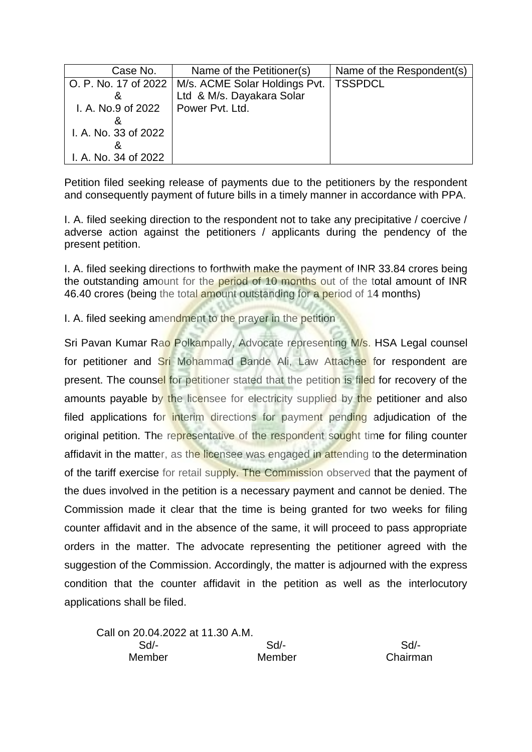| Case No. | Name of the Petitioner(s) | Name of the Respondent(s) |
|---|---|---|
| O. P. No. 17 of 2022 & I. A. No.9 of 2022 & I. A. No. 33 of 2022 & I. A. No. 34 of 2022 | M/s. ACME Solar Holdings Pvt. Ltd & M/s. Dayakara Solar Power Pvt. Ltd. | TSSPDCL |

Petition filed seeking release of payments due to the petitioners by the respondent and consequently payment of future bills in a timely manner in accordance with PPA.

I. A. filed seeking direction to the respondent not to take any precipitative / coercive / adverse action against the petitioners / applicants during the pendency of the present petition.

I. A. filed seeking directions to forthwith make the payment of INR 33.84 crores being the outstanding amount for the period of 10 months out of the total amount of INR 46.40 crores (being the total amount outstanding for a period of 14 months)

I. A. filed seeking amendment to the prayer in the petition

Sri Pavan Kumar Rao Polkampally, Advocate representing M/s. HSA Legal counsel for petitioner and Sri Mohammad Bande Ali, Law Attachee for respondent are present. The counsel for petitioner stated that the petition is filed for recovery of the amounts payable by the licensee for electricity supplied by the petitioner and also filed applications for interim directions for payment pending adjudication of the original petition. The representative of the respondent sought time for filing counter affidavit in the matter, as the licensee was engaged in attending to the determination of the tariff exercise for retail supply. The Commission observed that the payment of the dues involved in the petition is a necessary payment and cannot be denied. The Commission made it clear that the time is being granted for two weeks for filing counter affidavit and in the absence of the same, it will proceed to pass appropriate orders in the matter. The advocate representing the petitioner agreed with the suggestion of the Commission. Accordingly, the matter is adjourned with the express condition that the counter affidavit in the petition as well as the interlocutory applications shall be filed.

Call on 20.04.2022 at 11.30 A.M.

| Sd/- | Sd/- | Sd/- |
|---|---|---|
| Member | Member | Chairman |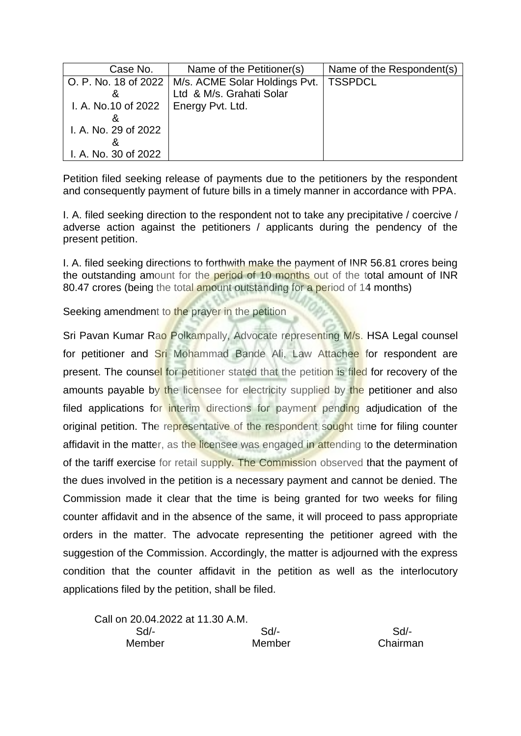| Case No. | Name of the Petitioner(s) | Name of the Respondent(s) |
|---|---|---|
| O. P. No. 18 of 2022 & I. A. No.10 of 2022 & I. A. No. 29 of 2022 & I. A. No. 30 of 2022 | M/s. ACME Solar Holdings Pvt. Ltd & M/s. Grahati Solar Energy Pvt. Ltd. | TSSPDCL |

Petition filed seeking release of payments due to the petitioners by the respondent and consequently payment of future bills in a timely manner in accordance with PPA.

I. A. filed seeking direction to the respondent not to take any precipitative / coercive / adverse action against the petitioners / applicants during the pendency of the present petition.

I. A. filed seeking directions to forthwith make the payment of INR 56.81 crores being the outstanding amount for the period of 10 months out of the total amount of INR 80.47 crores (being the total amount outstanding for a period of 14 months)

Seeking amendment to the prayer in the petition

Sri Pavan Kumar Rao Polkampally, Advocate representing M/s. HSA Legal counsel for petitioner and Sri Mohammad Bande Ali, Law Attachee for respondent are present. The counsel for petitioner stated that the petition is filed for recovery of the amounts payable by the licensee for electricity supplied by the petitioner and also filed applications for interim directions for payment pending adjudication of the original petition. The representative of the respondent sought time for filing counter affidavit in the matter, as the licensee was engaged in attending to the determination of the tariff exercise for retail supply. The Commission observed that the payment of the dues involved in the petition is a necessary payment and cannot be denied. The Commission made it clear that the time is being granted for two weeks for filing counter affidavit and in the absence of the same, it will proceed to pass appropriate orders in the matter. The advocate representing the petitioner agreed with the suggestion of the Commission. Accordingly, the matter is adjourned with the express condition that the counter affidavit in the petition as well as the interlocutory applications filed by the petition, shall be filed.

Call on 20.04.2022 at 11.30 A.M.

| Sd/- | Sd/- | Sd/- |
|---|---|---|
| Member | Member | Chairman |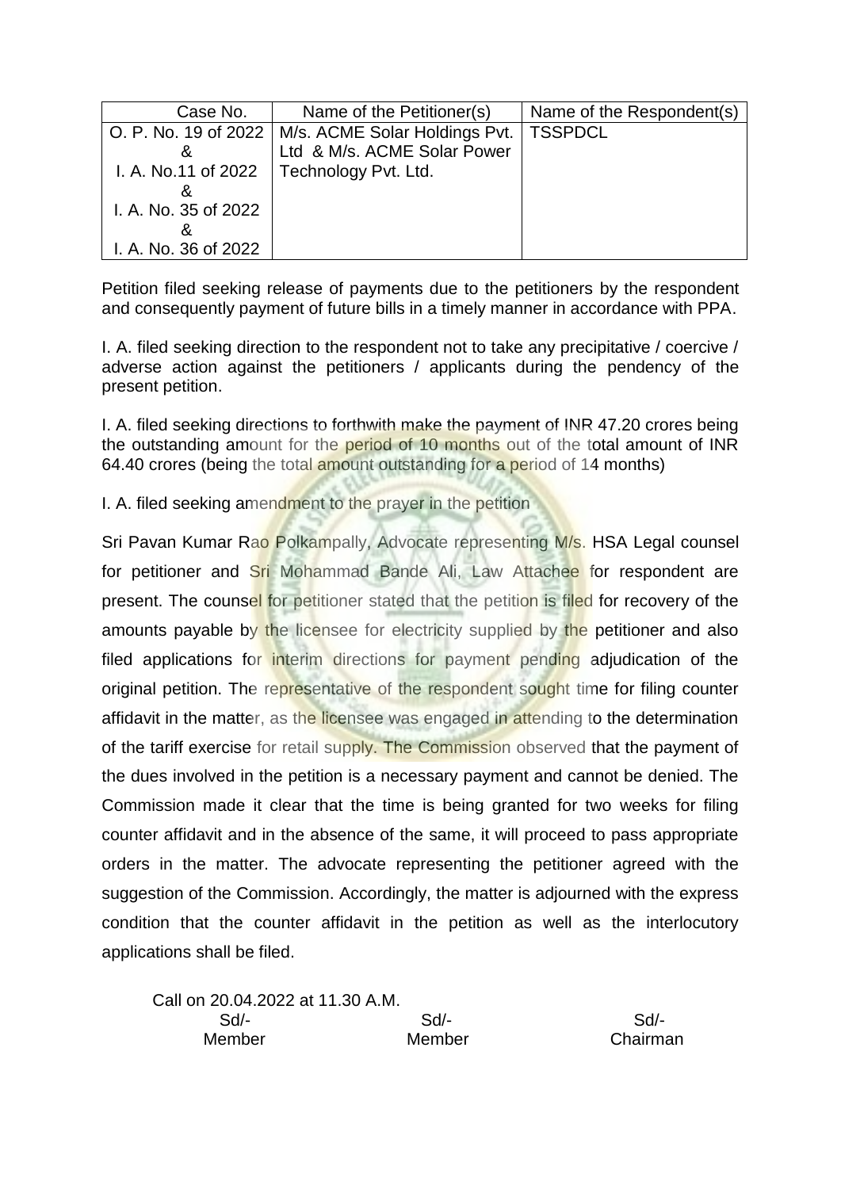| Case No. | Name of the Petitioner(s) | Name of the Respondent(s) |
|---|---|---|
| O. P. No. 19 of 2022 & I. A. No.11 of 2022 & I. A. No. 35 of 2022 & I. A. No. 36 of 2022 | M/s. ACME Solar Holdings Pvt. Ltd & M/s. ACME Solar Power Technology Pvt. Ltd. | TSSPDCL |

Petition filed seeking release of payments due to the petitioners by the respondent and consequently payment of future bills in a timely manner in accordance with PPA.

I. A. filed seeking direction to the respondent not to take any precipitative / coercive / adverse action against the petitioners / applicants during the pendency of the present petition.

I. A. filed seeking directions to forthwith make the payment of INR 47.20 crores being the outstanding amount for the period of 10 months out of the total amount of INR 64.40 crores (being the total amount outstanding for a period of 14 months)

I. A. filed seeking amendment to the prayer in the petition

Sri Pavan Kumar Rao Polkampally, Advocate representing M/s. HSA Legal counsel for petitioner and Sri Mohammad Bande Ali, Law Attachee for respondent are present. The counsel for petitioner stated that the petition is filed for recovery of the amounts payable by the licensee for electricity supplied by the petitioner and also filed applications for interim directions for payment pending adjudication of the original petition. The representative of the respondent sought time for filing counter affidavit in the matter, as the licensee was engaged in attending to the determination of the tariff exercise for retail supply. The Commission observed that the payment of the dues involved in the petition is a necessary payment and cannot be denied. The Commission made it clear that the time is being granted for two weeks for filing counter affidavit and in the absence of the same, it will proceed to pass appropriate orders in the matter. The advocate representing the petitioner agreed with the suggestion of the Commission. Accordingly, the matter is adjourned with the express condition that the counter affidavit in the petition as well as the interlocutory applications shall be filed.

Call on 20.04.2022 at 11.30 A.M.

| Sd/- | Sd/- | Sd/- |
|---|---|---|
| Member | Member | Chairman |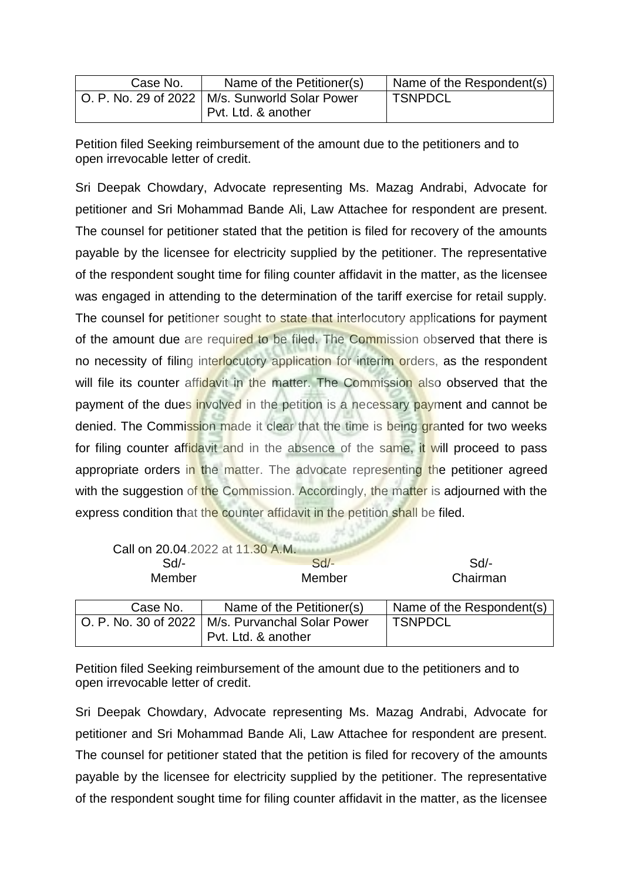| Case No. | Name of the Petitioner(s) | Name of the Respondent(s) |
|---|---|---|
| O. P. No. 29 of 2022 | M/s. Sunworld Solar Power Pvt. Ltd. & another | TSNPDCL |

Petition filed Seeking reimbursement of the amount due to the petitioners and to open irrevocable letter of credit.

Sri Deepak Chowdary, Advocate representing Ms. Mazag Andrabi, Advocate for petitioner and Sri Mohammad Bande Ali, Law Attachee for respondent are present. The counsel for petitioner stated that the petition is filed for recovery of the amounts payable by the licensee for electricity supplied by the petitioner. The representative of the respondent sought time for filing counter affidavit in the matter, as the licensee was engaged in attending to the determination of the tariff exercise for retail supply. The counsel for petitioner sought to state that interlocutory applications for payment of the amount due are required to be filed. The Commission observed that there is no necessity of filing interlocutory application for interim orders, as the respondent will file its counter affidavit in the matter. The Commission also observed that the payment of the dues involved in the petition is a necessary payment and cannot be denied. The Commission made it clear that the time is being granted for two weeks for filing counter affidavit and in the absence of the same, it will proceed to pass appropriate orders in the matter. The advocate representing the petitioner agreed with the suggestion of the Commission. Accordingly, the matter is adjourned with the express condition that the counter affidavit in the petition shall be filed.

Call on 20.04.2022 at 11.30 A.M.

| Sd/- | Sd/- | Sd/- |
|---|---|---|
| Member | Member | Chairman |

| Case No. | Name of the Petitioner(s) | Name of the Respondent(s) |
|---|---|---|
| O. P. No. 30 of 2022 | M/s. Purvanchal Solar Power Pvt. Ltd. & another | TSNPDCL |

Petition filed Seeking reimbursement of the amount due to the petitioners and to open irrevocable letter of credit.

Sri Deepak Chowdary, Advocate representing Ms. Mazag Andrabi, Advocate for petitioner and Sri Mohammad Bande Ali, Law Attachee for respondent are present. The counsel for petitioner stated that the petition is filed for recovery of the amounts payable by the licensee for electricity supplied by the petitioner. The representative of the respondent sought time for filing counter affidavit in the matter, as the licensee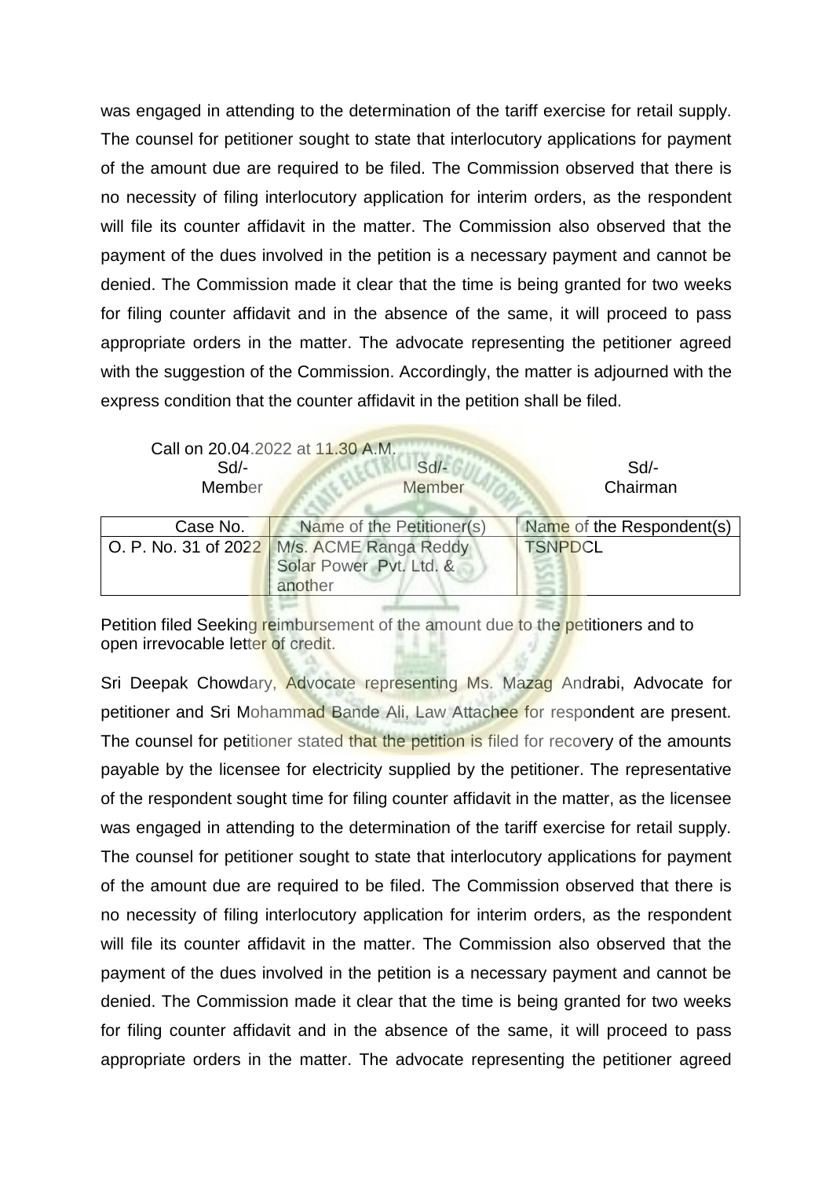was engaged in attending to the determination of the tariff exercise for retail supply. The counsel for petitioner sought to state that interlocutory applications for payment of the amount due are required to be filed. The Commission observed that there is no necessity of filing interlocutory application for interim orders, as the respondent will file its counter affidavit in the matter. The Commission also observed that the payment of the dues involved in the petition is a necessary payment and cannot be denied. The Commission made it clear that the time is being granted for two weeks for filing counter affidavit and in the absence of the same, it will proceed to pass appropriate orders in the matter. The advocate representing the petitioner agreed with the suggestion of the Commission. Accordingly, the matter is adjourned with the express condition that the counter affidavit in the petition shall be filed.

Call on 20.04.2022 at 11.30 A.M.

| Sd/- | Sd/- | Sd/- |
|---|---|---|
| Member | Member | Chairman |

| Case No. | Name of the Petitioner(s) | Name of the Respondent(s) |
|---|---|---|
| O. P. No. 31 of 2022 | M/s. ACME Ranga Reddy Solar Power Pvt. Ltd. & another | TSNPDCL |

Petition filed Seeking reimbursement of the amount due to the petitioners and to open irrevocable letter of credit.

Sri Deepak Chowdary, Advocate representing Ms. Mazag Andrabi, Advocate for petitioner and Sri Mohammad Bande Ali, Law Attachee for respondent are present. The counsel for petitioner stated that the petition is filed for recovery of the amounts payable by the licensee for electricity supplied by the petitioner. The representative of the respondent sought time for filing counter affidavit in the matter, as the licensee was engaged in attending to the determination of the tariff exercise for retail supply. The counsel for petitioner sought to state that interlocutory applications for payment of the amount due are required to be filed. The Commission observed that there is no necessity of filing interlocutory application for interim orders, as the respondent will file its counter affidavit in the matter. The Commission also observed that the payment of the dues involved in the petition is a necessary payment and cannot be denied. The Commission made it clear that the time is being granted for two weeks for filing counter affidavit and in the absence of the same, it will proceed to pass appropriate orders in the matter. The advocate representing the petitioner agreed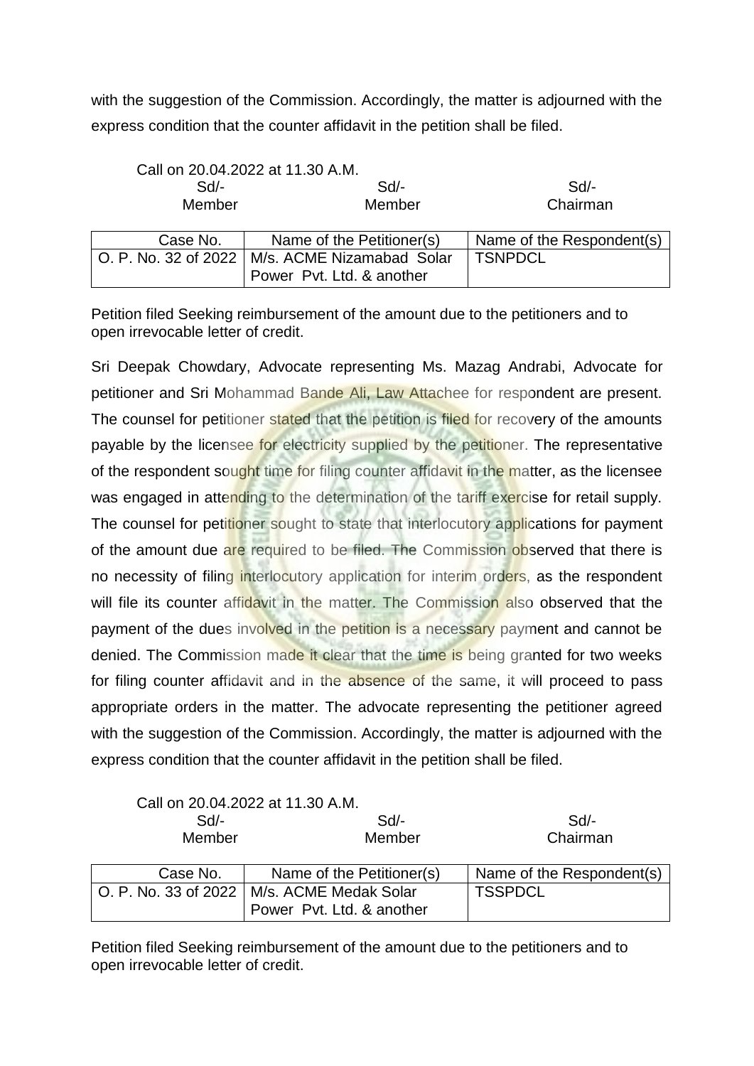with the suggestion of the Commission. Accordingly, the matter is adjourned with the express condition that the counter affidavit in the petition shall be filed.

Call on 20.04.2022 at 11.30 A.M.

| Sd/- | Sd/- | Sd/- |
|---|---|---|
| Member | Member | Chairman |

| Case No. | Name of the Petitioner(s) | Name of the Respondent(s) |
|---|---|---|
| O. P. No. 32 of 2022 | M/s. ACME Nizamabad Solar Power Pvt. Ltd. & another | TSNPDCL |

Petition filed Seeking reimbursement of the amount due to the petitioners and to open irrevocable letter of credit.

Sri Deepak Chowdary, Advocate representing Ms. Mazag Andrabi, Advocate for petitioner and Sri Mohammad Bande Ali, Law Attachee for respondent are present. The counsel for petitioner stated that the petition is filed for recovery of the amounts payable by the licensee for electricity supplied by the petitioner. The representative of the respondent sought time for filing counter affidavit in the matter, as the licensee was engaged in attending to the determination of the tariff exercise for retail supply. The counsel for petitioner sought to state that interlocutory applications for payment of the amount due are required to be filed. The Commission observed that there is no necessity of filing interlocutory application for interim orders, as the respondent will file its counter affidavit in the matter. The Commission also observed that the payment of the dues involved in the petition is a necessary payment and cannot be denied. The Commission made it clear that the time is being granted for two weeks for filing counter affidavit and in the absence of the same, it will proceed to pass appropriate orders in the matter. The advocate representing the petitioner agreed with the suggestion of the Commission. Accordingly, the matter is adjourned with the express condition that the counter affidavit in the petition shall be filed.

Call on 20.04.2022 at 11.30 A.M.

| Sd/- | Sd/- | Sd/- |
|---|---|---|
| Member | Member | Chairman |

| Case No. | Name of the Petitioner(s) | Name of the Respondent(s) |
|---|---|---|
| O. P. No. 33 of 2022 | M/s. ACME Medak Solar Power Pvt. Ltd. & another | TSSPDCL |

Petition filed Seeking reimbursement of the amount due to the petitioners and to open irrevocable letter of credit.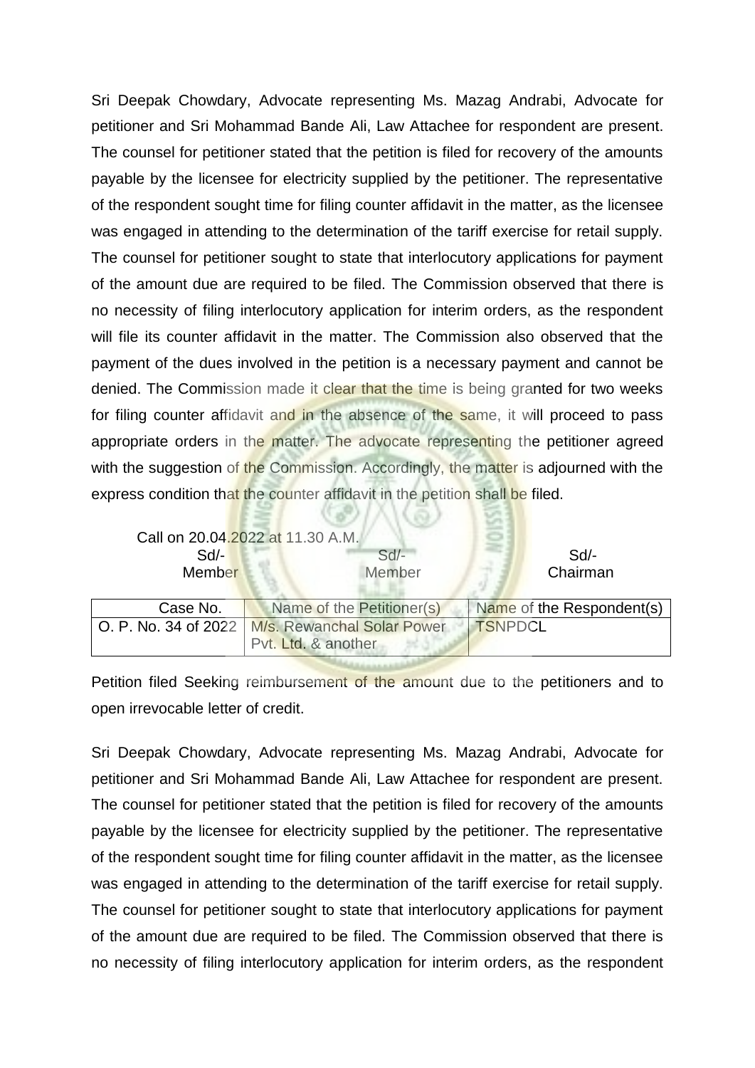Sri Deepak Chowdary, Advocate representing Ms. Mazag Andrabi, Advocate for petitioner and Sri Mohammad Bande Ali, Law Attachee for respondent are present. The counsel for petitioner stated that the petition is filed for recovery of the amounts payable by the licensee for electricity supplied by the petitioner. The representative of the respondent sought time for filing counter affidavit in the matter, as the licensee was engaged in attending to the determination of the tariff exercise for retail supply. The counsel for petitioner sought to state that interlocutory applications for payment of the amount due are required to be filed. The Commission observed that there is no necessity of filing interlocutory application for interim orders, as the respondent will file its counter affidavit in the matter. The Commission also observed that the payment of the dues involved in the petition is a necessary payment and cannot be denied. The Commission made it clear that the time is being granted for two weeks for filing counter affidavit and in the absence of the same, it will proceed to pass appropriate orders in the matter. The advocate representing the petitioner agreed with the suggestion of the Commission. Accordingly, the matter is adjourned with the express condition that the counter affidavit in the petition shall be filed.

Call on 20.04.2022 at 11.30 A.M.

| Sd/- | Sd/- | Sd/- |
|---|---|---|
| Member | Member | Chairman |

| Case No. | Name of the Petitioner(s) | Name of the Respondent(s) |
|---|---|---|
| O. P. No. 34 of 2022 | M/s. Rewanchal Solar Power Pvt. Ltd. & another | TSNPDCL |

Petition filed Seeking reimbursement of the amount due to the petitioners and to open irrevocable letter of credit.

Sri Deepak Chowdary, Advocate representing Ms. Mazag Andrabi, Advocate for petitioner and Sri Mohammad Bande Ali, Law Attachee for respondent are present. The counsel for petitioner stated that the petition is filed for recovery of the amounts payable by the licensee for electricity supplied by the petitioner. The representative of the respondent sought time for filing counter affidavit in the matter, as the licensee was engaged in attending to the determination of the tariff exercise for retail supply. The counsel for petitioner sought to state that interlocutory applications for payment of the amount due are required to be filed. The Commission observed that there is no necessity of filing interlocutory application for interim orders, as the respondent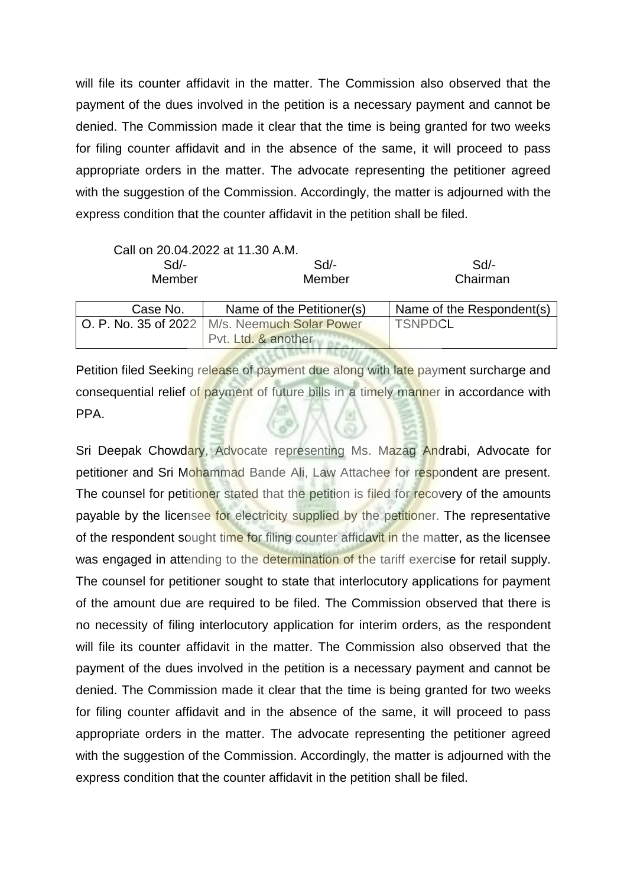will file its counter affidavit in the matter. The Commission also observed that the payment of the dues involved in the petition is a necessary payment and cannot be denied. The Commission made it clear that the time is being granted for two weeks for filing counter affidavit and in the absence of the same, it will proceed to pass appropriate orders in the matter. The advocate representing the petitioner agreed with the suggestion of the Commission. Accordingly, the matter is adjourned with the express condition that the counter affidavit in the petition shall be filed.

Call on 20.04.2022 at 11.30 A.M.

| Sd/- | Sd/- | Sd/- |
|---|---|---|
| Member | Member | Chairman |

| Case No. | Name of the Petitioner(s) | Name of the Respondent(s) |
|---|---|---|
| O. P. No. 35 of 2022 | M/s. Neemuch Solar Power Pvt. Ltd. & another | TSNPDCL |

Petition filed Seeking release of payment due along with late payment surcharge and consequential relief of payment of future bills in a timely manner in accordance with PPA.

Sri Deepak Chowdary, Advocate representing Ms. Mazag Andrabi, Advocate for petitioner and Sri Mohammad Bande Ali, Law Attachee for respondent are present. The counsel for petitioner stated that the petition is filed for recovery of the amounts payable by the licensee for electricity supplied by the petitioner. The representative of the respondent sought time for filing counter affidavit in the matter, as the licensee was engaged in attending to the determination of the tariff exercise for retail supply. The counsel for petitioner sought to state that interlocutory applications for payment of the amount due are required to be filed. The Commission observed that there is no necessity of filing interlocutory application for interim orders, as the respondent will file its counter affidavit in the matter. The Commission also observed that the payment of the dues involved in the petition is a necessary payment and cannot be denied. The Commission made it clear that the time is being granted for two weeks for filing counter affidavit and in the absence of the same, it will proceed to pass appropriate orders in the matter. The advocate representing the petitioner agreed with the suggestion of the Commission. Accordingly, the matter is adjourned with the express condition that the counter affidavit in the petition shall be filed.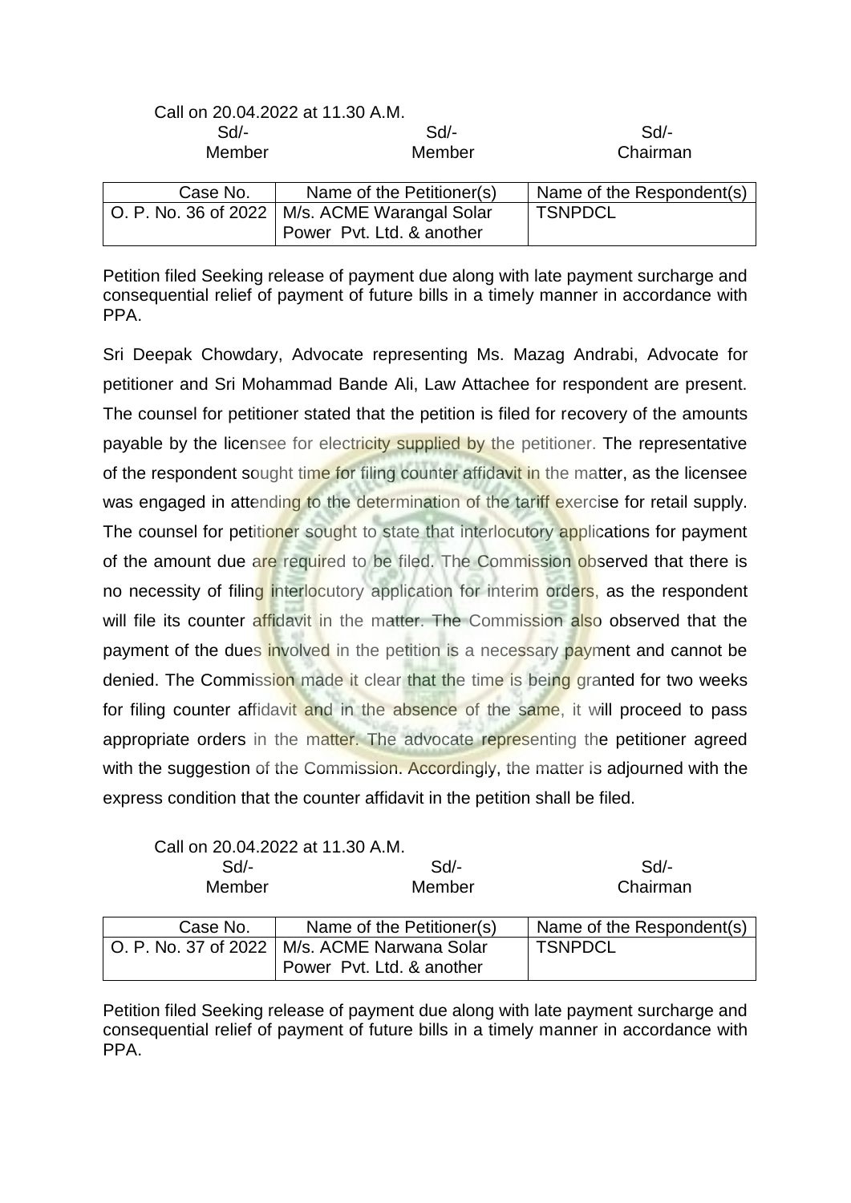Call on 20.04.2022 at 11.30 A.M.

| Sd/- | Sd/- | Sd/- |
|---|---|---|
| Member | Member | Chairman |

| Case No. | Name of the Petitioner(s) | Name of the Respondent(s) |
|---|---|---|
| O. P. No. 36 of 2022 | M/s. ACME Warangal Solar Power Pvt. Ltd. & another | TSNPDCL |

Petition filed Seeking release of payment due along with late payment surcharge and consequential relief of payment of future bills in a timely manner in accordance with PPA.

Sri Deepak Chowdary, Advocate representing Ms. Mazag Andrabi, Advocate for petitioner and Sri Mohammad Bande Ali, Law Attachee for respondent are present. The counsel for petitioner stated that the petition is filed for recovery of the amounts payable by the licensee for electricity supplied by the petitioner. The representative of the respondent sought time for filing counter affidavit in the matter, as the licensee was engaged in attending to the determination of the tariff exercise for retail supply. The counsel for petitioner sought to state that interlocutory applications for payment of the amount due are required to be filed. The Commission observed that there is no necessity of filing interlocutory application for interim orders, as the respondent will file its counter affidavit in the matter. The Commission also observed that the payment of the dues involved in the petition is a necessary payment and cannot be denied. The Commission made it clear that the time is being granted for two weeks for filing counter affidavit and in the absence of the same, it will proceed to pass appropriate orders in the matter. The advocate representing the petitioner agreed with the suggestion of the Commission. Accordingly, the matter is adjourned with the express condition that the counter affidavit in the petition shall be filed.

Call on 20.04.2022 at 11.30 A.M.

| Sd/- | Sd/- | Sd/- |
|---|---|---|
| Member | Member | Chairman |

| Case No. | Name of the Petitioner(s) | Name of the Respondent(s) |
|---|---|---|
| O. P. No. 37 of 2022 | M/s. ACME Narwana Solar Power Pvt. Ltd. & another | TSNPDCL |

Petition filed Seeking release of payment due along with late payment surcharge and consequential relief of payment of future bills in a timely manner in accordance with PPA.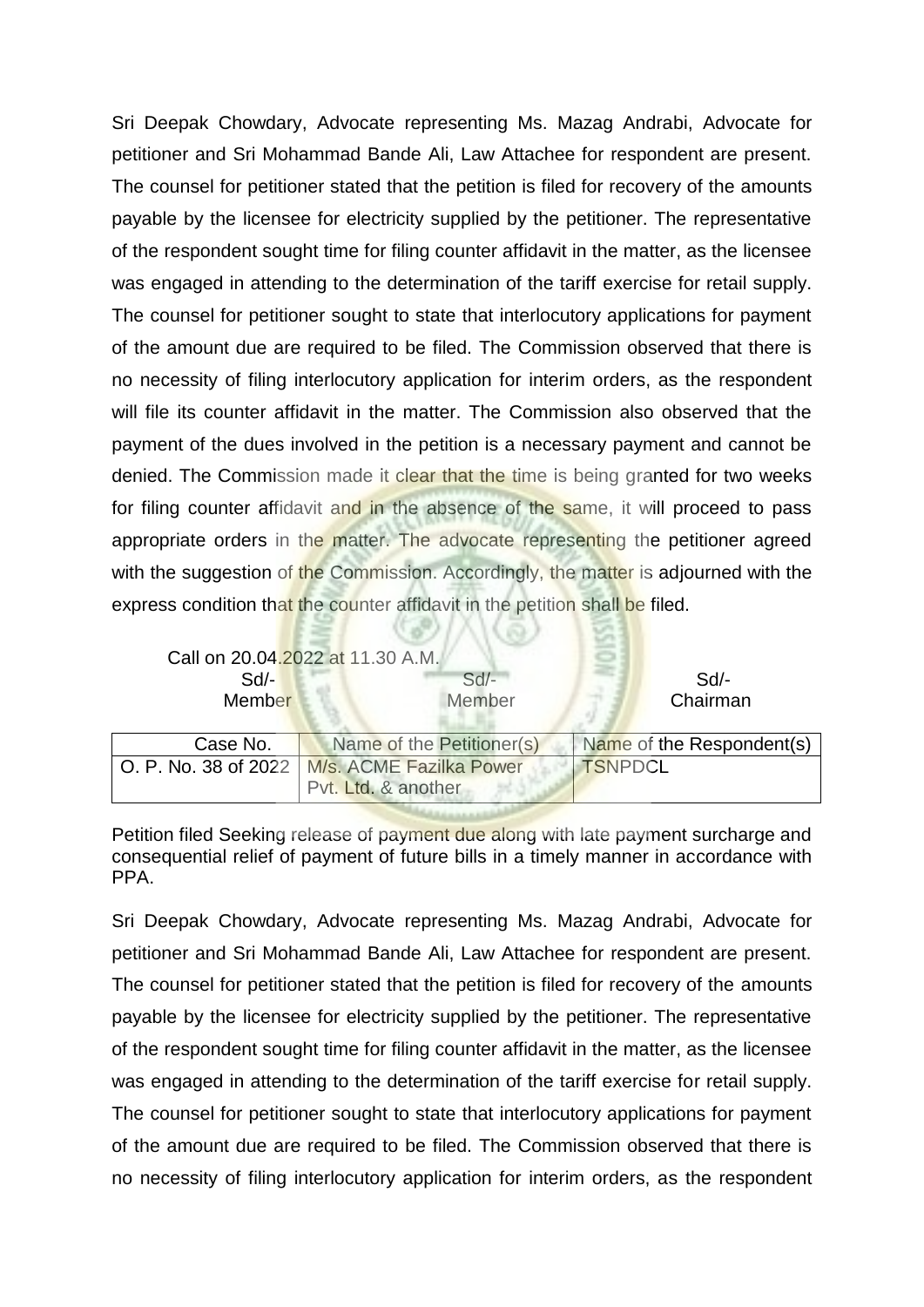Sri Deepak Chowdary, Advocate representing Ms. Mazag Andrabi, Advocate for petitioner and Sri Mohammad Bande Ali, Law Attachee for respondent are present. The counsel for petitioner stated that the petition is filed for recovery of the amounts payable by the licensee for electricity supplied by the petitioner. The representative of the respondent sought time for filing counter affidavit in the matter, as the licensee was engaged in attending to the determination of the tariff exercise for retail supply. The counsel for petitioner sought to state that interlocutory applications for payment of the amount due are required to be filed. The Commission observed that there is no necessity of filing interlocutory application for interim orders, as the respondent will file its counter affidavit in the matter. The Commission also observed that the payment of the dues involved in the petition is a necessary payment and cannot be denied. The Commission made it clear that the time is being granted for two weeks for filing counter affidavit and in the absence of the same, it will proceed to pass appropriate orders in the matter. The advocate representing the petitioner agreed with the suggestion of the Commission. Accordingly, the matter is adjourned with the express condition that the counter affidavit in the petition shall be filed.

Call on 20.04.2022 at 11.30 A.M.

| Sd/- | Sd/- | Sd/- |
|---|---|---|
| Member | Member | Chairman |

| Case No. | Name of the Petitioner(s) | Name of the Respondent(s) |
|---|---|---|
| O. P. No. 38 of 2022 | M/s. ACME Fazilka Power Pvt. Ltd. & another | TSNPDCL |

Petition filed Seeking release of payment due along with late payment surcharge and consequential relief of payment of future bills in a timely manner in accordance with PPA.

Sri Deepak Chowdary, Advocate representing Ms. Mazag Andrabi, Advocate for petitioner and Sri Mohammad Bande Ali, Law Attachee for respondent are present. The counsel for petitioner stated that the petition is filed for recovery of the amounts payable by the licensee for electricity supplied by the petitioner. The representative of the respondent sought time for filing counter affidavit in the matter, as the licensee was engaged in attending to the determination of the tariff exercise for retail supply. The counsel for petitioner sought to state that interlocutory applications for payment of the amount due are required to be filed. The Commission observed that there is no necessity of filing interlocutory application for interim orders, as the respondent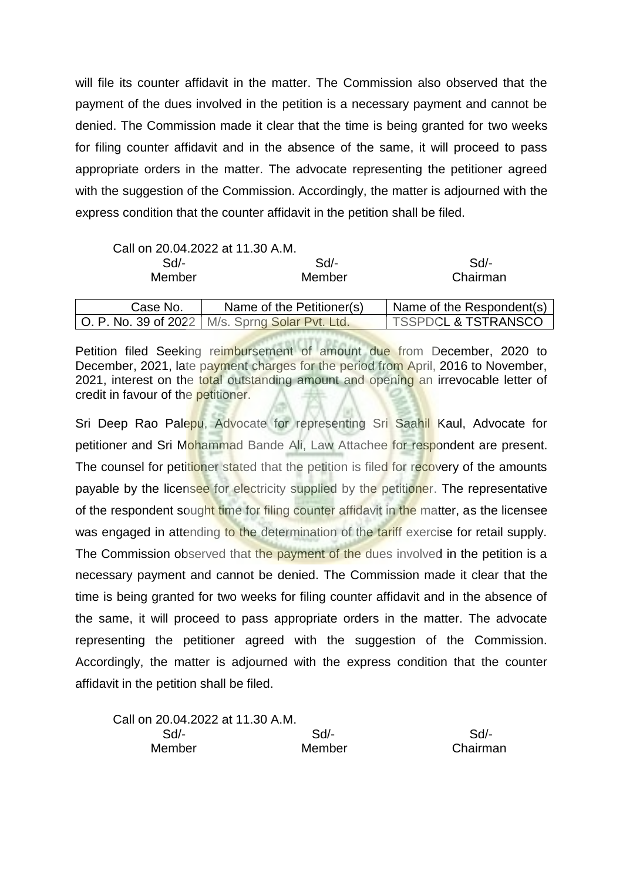will file its counter affidavit in the matter. The Commission also observed that the payment of the dues involved in the petition is a necessary payment and cannot be denied. The Commission made it clear that the time is being granted for two weeks for filing counter affidavit and in the absence of the same, it will proceed to pass appropriate orders in the matter. The advocate representing the petitioner agreed with the suggestion of the Commission. Accordingly, the matter is adjourned with the express condition that the counter affidavit in the petition shall be filed.

Call on 20.04.2022 at 11.30 A.M.

| Sd/- | Sd/- | Sd/- |
|---|---|---|
| Member | Member | Chairman |

| Case No. | Name of the Petitioner(s) | Name of the Respondent(s) |
|---|---|---|
| O. P. No. 39 of 2022 | M/s. Sprng Solar Pvt. Ltd. | TSSPDCL & TSTRANSCO |

Petition filed Seeking reimbursement of amount due from December, 2020 to December, 2021, late payment charges for the period from April, 2016 to November, 2021, interest on the total outstanding amount and opening an irrevocable letter of credit in favour of the petitioner.

Sri Deep Rao Palepu, Advocate for representing Sri Saahil Kaul, Advocate for petitioner and Sri Mohammad Bande Ali, Law Attachee for respondent are present. The counsel for petitioner stated that the petition is filed for recovery of the amounts payable by the licensee for electricity supplied by the petitioner. The representative of the respondent sought time for filing counter affidavit in the matter, as the licensee was engaged in attending to the determination of the tariff exercise for retail supply. The Commission observed that the payment of the dues involved in the petition is a necessary payment and cannot be denied. The Commission made it clear that the time is being granted for two weeks for filing counter affidavit and in the absence of the same, it will proceed to pass appropriate orders in the matter. The advocate representing the petitioner agreed with the suggestion of the Commission. Accordingly, the matter is adjourned with the express condition that the counter affidavit in the petition shall be filed.

Call on 20.04.2022 at 11.30 A.M.

| Sd/- | Sd/- | Sd/- |
|---|---|---|
| Member | Member | Chairman |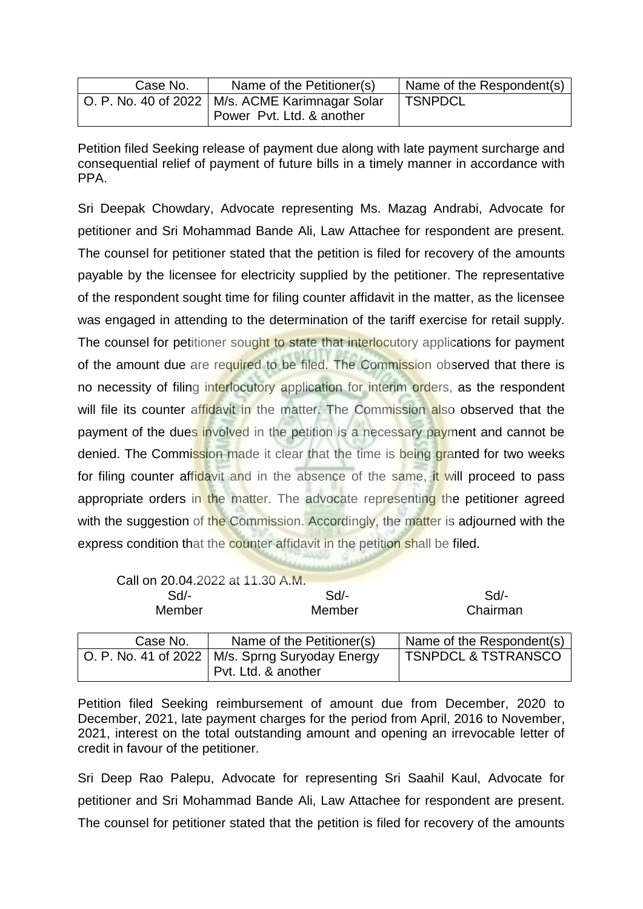| Case No. | Name of the Petitioner(s) | Name of the Respondent(s) |
|---|---|---|
| O. P. No. 40 of 2022 | M/s. ACME Karimnagar Solar Power Pvt. Ltd. & another | TSNPDCL |

Petition filed Seeking release of payment due along with late payment surcharge and consequential relief of payment of future bills in a timely manner in accordance with PPA.

Sri Deepak Chowdary, Advocate representing Ms. Mazag Andrabi, Advocate for petitioner and Sri Mohammad Bande Ali, Law Attachee for respondent are present. The counsel for petitioner stated that the petition is filed for recovery of the amounts payable by the licensee for electricity supplied by the petitioner. The representative of the respondent sought time for filing counter affidavit in the matter, as the licensee was engaged in attending to the determination of the tariff exercise for retail supply. The counsel for petitioner sought to state that interlocutory applications for payment of the amount due are required to be filed. The Commission observed that there is no necessity of filing interlocutory application for interim orders, as the respondent will file its counter affidavit in the matter. The Commission also observed that the payment of the dues involved in the petition is a necessary payment and cannot be denied. The Commission made it clear that the time is being granted for two weeks for filing counter affidavit and in the absence of the same, it will proceed to pass appropriate orders in the matter. The advocate representing the petitioner agreed with the suggestion of the Commission. Accordingly, the matter is adjourned with the express condition that the counter affidavit in the petition shall be filed.

Call on 20.04.2022 at 11.30 A.M.

| Sd/- | Sd/- | Sd/- |
|---|---|---|
| Member | Member | Chairman |

| Case No. | Name of the Petitioner(s) | Name of the Respondent(s) |
|---|---|---|
| O. P. No. 41 of 2022 | M/s. Sprng Suryoday Energy Pvt. Ltd. & another | TSNPDCL & TSTRANSCO |

Petition filed Seeking reimbursement of amount due from December, 2020 to December, 2021, late payment charges for the period from April, 2016 to November, 2021, interest on the total outstanding amount and opening an irrevocable letter of credit in favour of the petitioner.

Sri Deep Rao Palepu, Advocate for representing Sri Saahil Kaul, Advocate for petitioner and Sri Mohammad Bande Ali, Law Attachee for respondent are present. The counsel for petitioner stated that the petition is filed for recovery of the amounts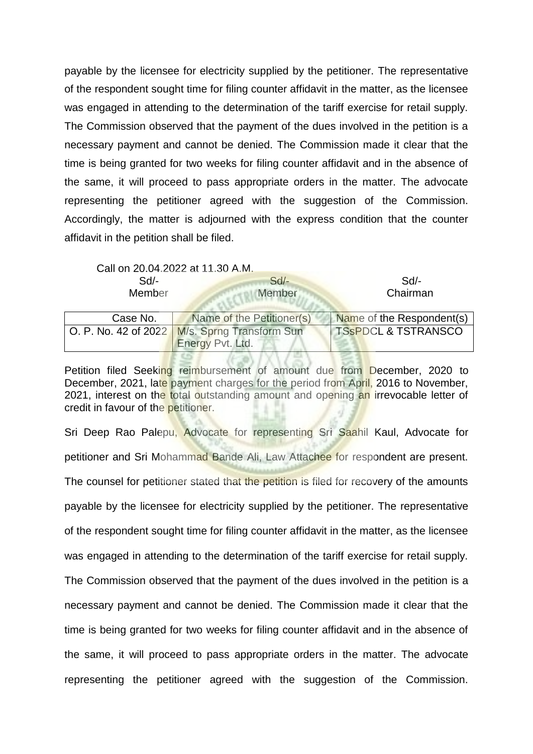payable by the licensee for electricity supplied by the petitioner. The representative of the respondent sought time for filing counter affidavit in the matter, as the licensee was engaged in attending to the determination of the tariff exercise for retail supply. The Commission observed that the payment of the dues involved in the petition is a necessary payment and cannot be denied. The Commission made it clear that the time is being granted for two weeks for filing counter affidavit and in the absence of the same, it will proceed to pass appropriate orders in the matter. The advocate representing the petitioner agreed with the suggestion of the Commission. Accordingly, the matter is adjourned with the express condition that the counter affidavit in the petition shall be filed.

Call on 20.04.2022 at 11.30 A.M.

| Sd/- | Sd/- | Sd/- |
|---|---|---|
| Member | Member | Chairman |

| Case No. | Name of the Petitioner(s) | Name of the Respondent(s) |
|---|---|---|
| O. P. No. 42 of 2022 | M/s. Sprng Transform Sun Energy Pvt. Ltd. | TSsPDCL & TSTRANSCO |

Petition filed Seeking reimbursement of amount due from December, 2020 to December, 2021, late payment charges for the period from April, 2016 to November, 2021, interest on the total outstanding amount and opening an irrevocable letter of credit in favour of the petitioner.

Sri Deep Rao Palepu, Advocate for representing Sri Saahil Kaul, Advocate for petitioner and Sri Mohammad Bande Ali, Law Attachee for respondent are present. The counsel for petitioner stated that the petition is filed for recovery of the amounts payable by the licensee for electricity supplied by the petitioner. The representative of the respondent sought time for filing counter affidavit in the matter, as the licensee was engaged in attending to the determination of the tariff exercise for retail supply. The Commission observed that the payment of the dues involved in the petition is a necessary payment and cannot be denied. The Commission made it clear that the time is being granted for two weeks for filing counter affidavit and in the absence of the same, it will proceed to pass appropriate orders in the matter. The advocate representing the petitioner agreed with the suggestion of the Commission.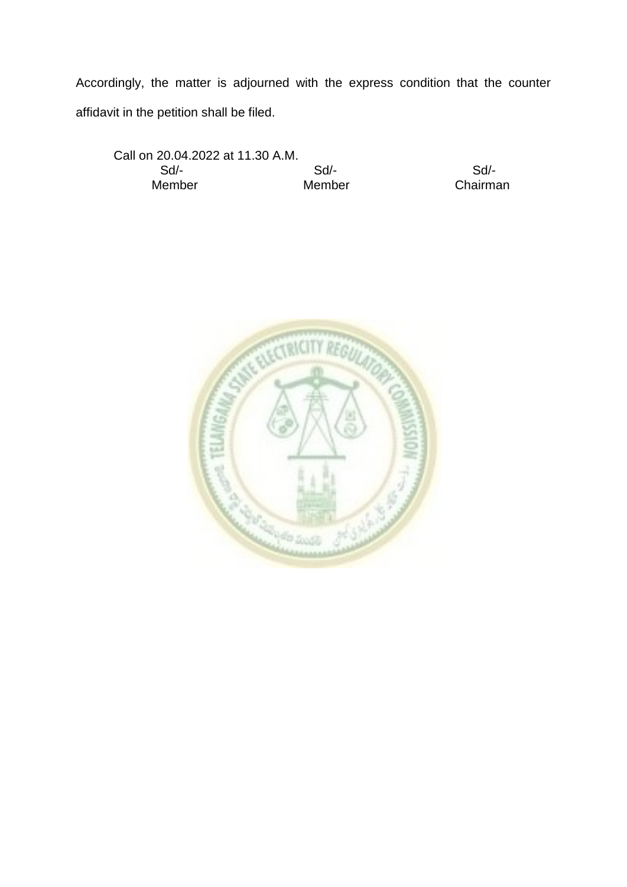Accordingly, the matter is adjourned with the express condition that the counter affidavit in the petition shall be filed.

Call on 20.04.2022 at 11.30 A.M.

| | | |
|---|---|---|
| Sd/- | Sd/- | Sd/- |
| Member | Member | Chairman |